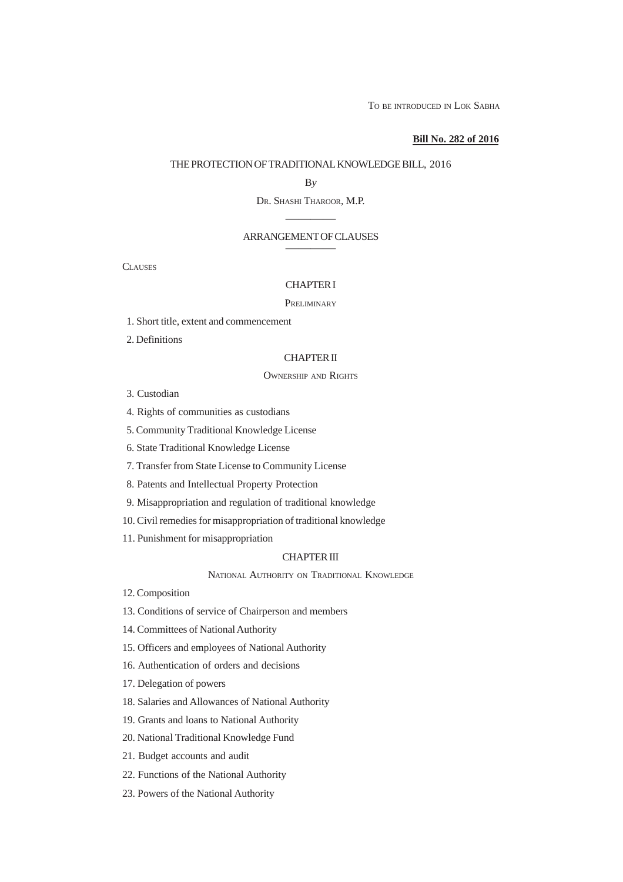TO BE INTRODUCED IN LOK SABHA

**Bill No. 282 of 2016**

# THE PROTECTION OF TRADITIONAL KNOWLEDGE BILL, 2016

B*y*

DR. SHASHI THAROOR, M.P.

## ARRANGEMENT OF CLAUSES

CLAUSES

### CHAPTER I

PRELIMINARY

1. Short title, extent and commencement
2. Definitions

### CHAPTER II

OWNERSHIP AND RIGHTS

3. Custodian
4. Rights of communities as custodians
5. Community Traditional Knowledge License
6. State Traditional Knowledge License
7. Transfer from State License to Community License
8. Patents and Intellectual Property Protection
9. Misappropriation and regulation of traditional knowledge
10. Civil remedies for misappropriation of traditional knowledge
11. Punishment for misappropriation

### CHAPTER III

NATIONAL AUTHORITY ON TRADITIONAL KNOWLEDGE

12. Composition
13. Conditions of service of Chairperson and members
14. Committees of National Authority
15. Officers and employees of National Authority
16. Authentication of orders and decisions
17. Delegation of powers
18. Salaries and Allowances of National Authority
19. Grants and loans to National Authority
20. National Traditional Knowledge Fund
21. Budget accounts and audit
22. Functions of the National Authority
23. Powers of the National Authority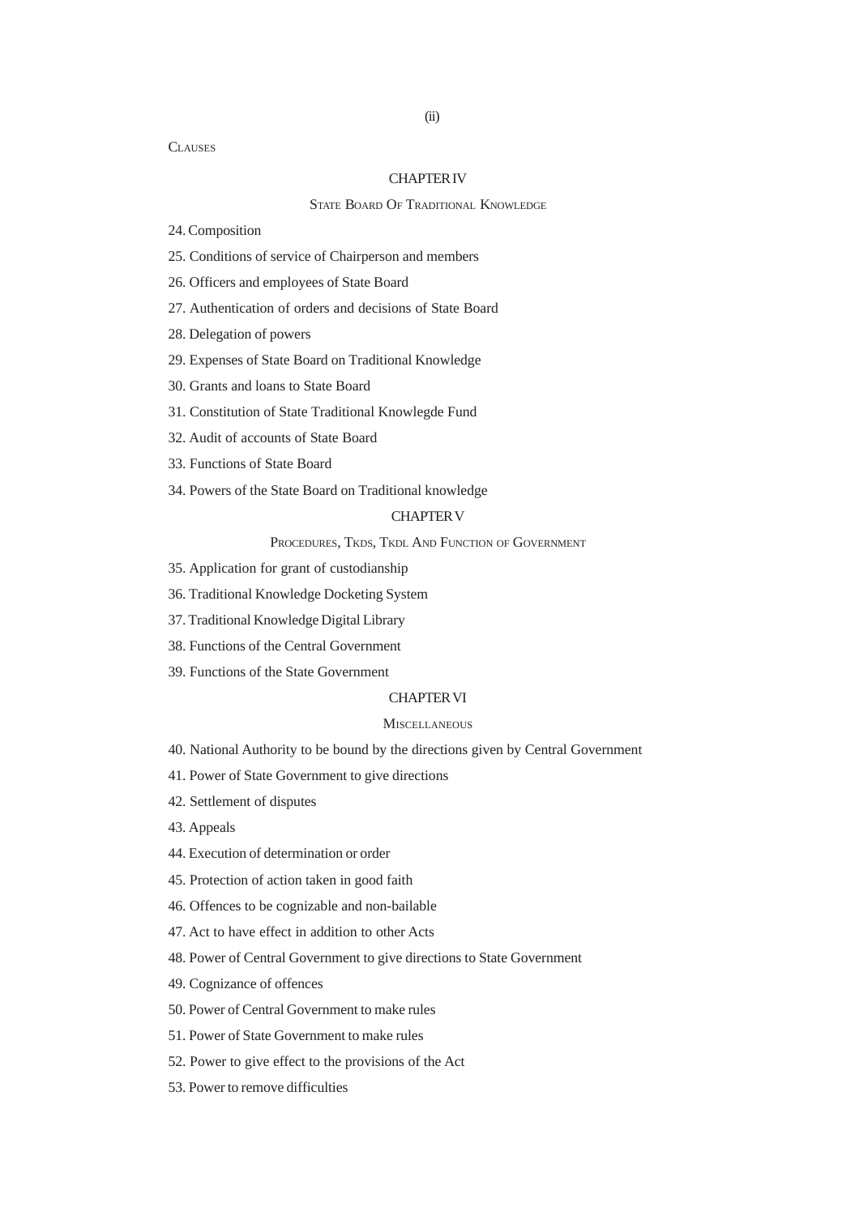CLAUSES

## CHAPTER IV

### STATE BOARD OF TRADITIONAL KNOWLEDGE

24. Composition
25. Conditions of service of Chairperson and members
26. Officers and employees of State Board
27. Authentication of orders and decisions of State Board
28. Delegation of powers
29. Expenses of State Board on Traditional Knowledge
30. Grants and loans to State Board
31. Constitution of State Traditional Knowlegde Fund
32. Audit of accounts of State Board
33. Functions of State Board
34. Powers of the State Board on Traditional knowledge

## CHAPTER V

### PROCEDURES, TKDS, TKDL AND FUNCTION OF GOVERNMENT

35. Application for grant of custodianship
36. Traditional Knowledge Docketing System
37. Traditional Knowledge Digital Library
38. Functions of the Central Government
39. Functions of the State Government

## CHAPTER VI

### MISCELLANEOUS

40. National Authority to be bound by the directions given by Central Government
41. Power of State Government to give directions
42. Settlement of disputes
43. Appeals
44. Execution of determination or order
45. Protection of action taken in good faith
46. Offences to be cognizable and non-bailable
47. Act to have effect in addition to other Acts
48. Power of Central Government to give directions to State Government
49. Cognizance of offences
50. Power of Central Government to make rules
51. Power of State Government to make rules
52. Power to give effect to the provisions of the Act
53. Power to remove difficulties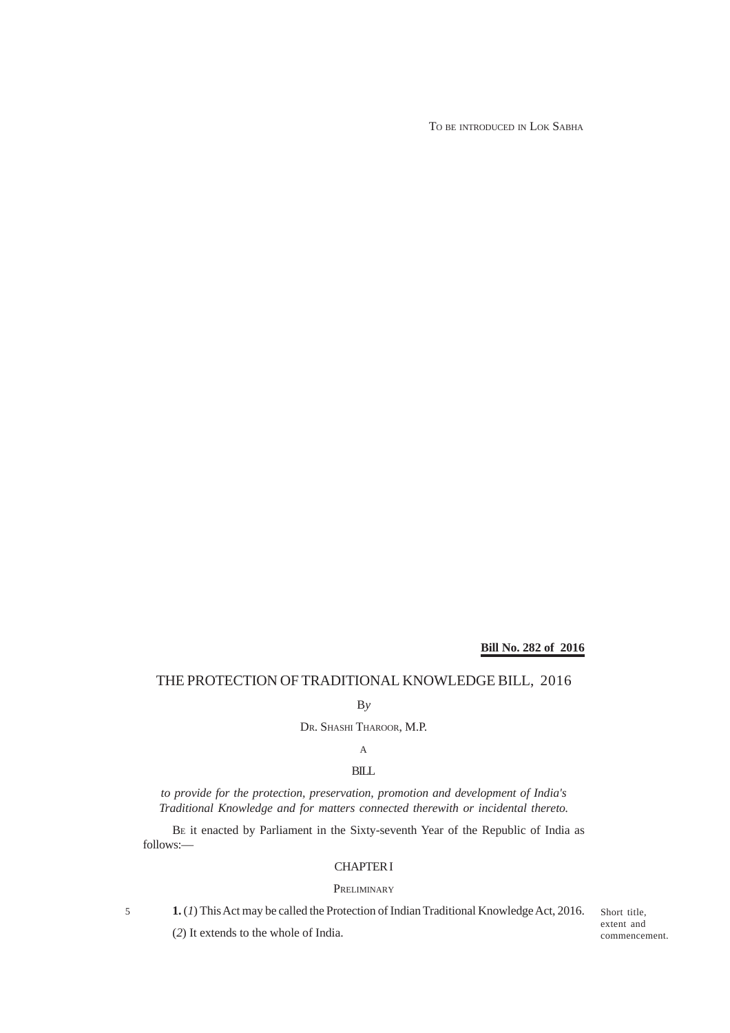TO BE INTRODUCED IN LOK SABHA

**Bill No. 282 of 2016**

# THE PROTECTION OF TRADITIONAL KNOWLEDGE BILL, 2016

By

DR. SHASHI THAROOR, M.P.

A

BILL

*to provide for the protection, preservation, promotion and development of India's Traditional Knowledge and for matters connected therewith or incidental thereto.*

BE it enacted by Parliament in the Sixty-seventh Year of the Republic of India as follows:—

## CHAPTER I

### PRELIMINARY

Short title, extent and commencement.

**1.** (*1*) This Act may be called the Protection of Indian Traditional Knowledge Act, 2016.

(*2*) It extends to the whole of India.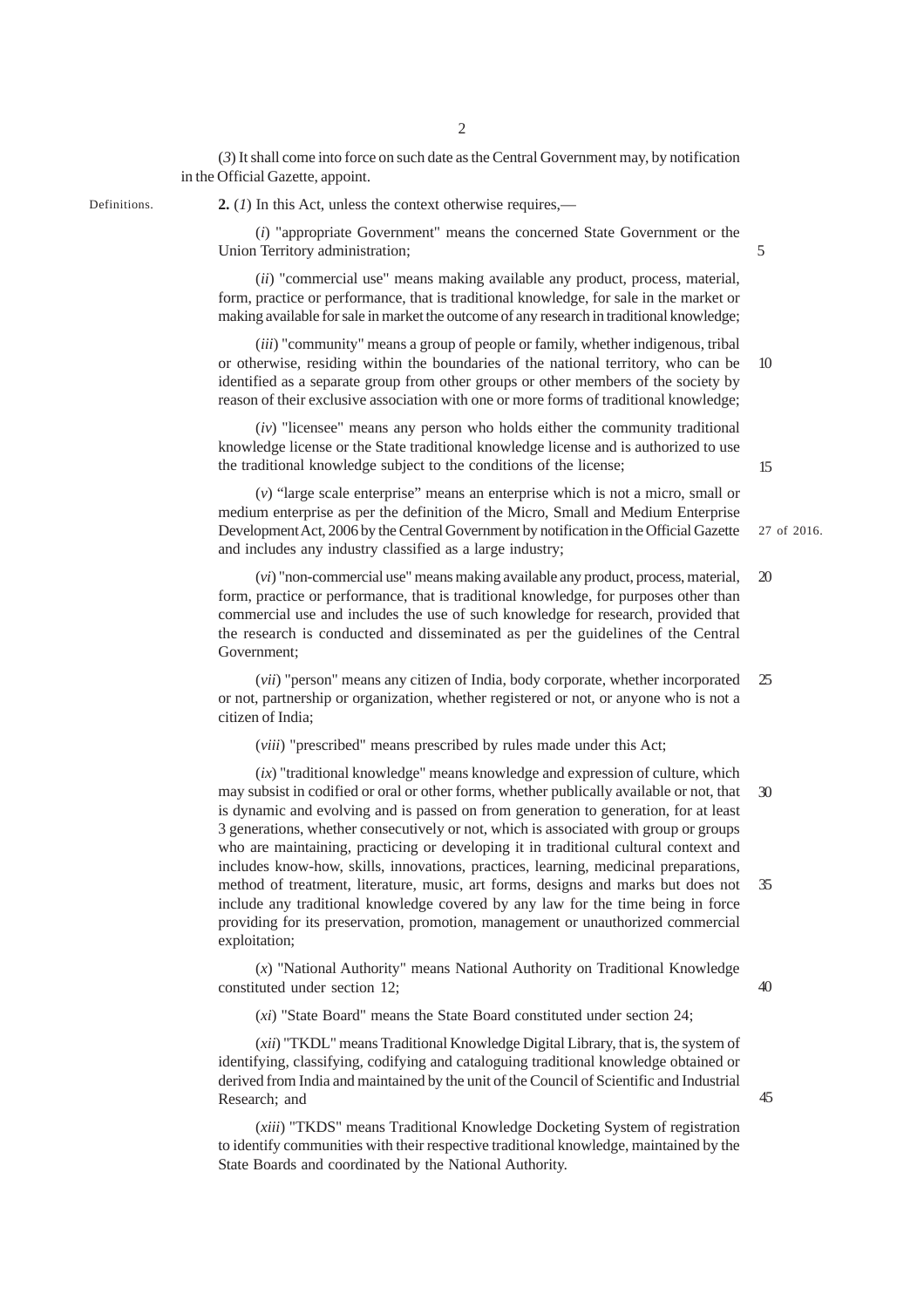(*3*) It shall come into force on such date as the Central Government may, by notification in the Official Gazette, appoint.

Definitions.

**2.** (*1*) In this Act, unless the context otherwise requires,—

(*i*) "appropriate Government" means the concerned State Government or the Union Territory administration;

(*ii*) "commercial use" means making available any product, process, material, form, practice or performance, that is traditional knowledge, for sale in the market or making available for sale in market the outcome of any research in traditional knowledge;

(*iii*) "community" means a group of people or family, whether indigenous, tribal or otherwise, residing within the boundaries of the national territory, who can be identified as a separate group from other groups or other members of the society by reason of their exclusive association with one or more forms of traditional knowledge;

(*iv*) "licensee" means any person who holds either the community traditional knowledge license or the State traditional knowledge license and is authorized to use the traditional knowledge subject to the conditions of the license;

(*v*) "large scale enterprise" means an enterprise which is not a micro, small or medium enterprise as per the definition of the Micro, Small and Medium Enterprise Development Act, 2006 by the Central Government by notification in the Official Gazette and includes any industry classified as a large industry;

27 of 2016.

(*vi*) "non-commercial use" means making available any product, process, material, form, practice or performance, that is traditional knowledge, for purposes other than commercial use and includes the use of such knowledge for research, provided that the research is conducted and disseminated as per the guidelines of the Central Government;

(*vii*) "person" means any citizen of India, body corporate, whether incorporated or not, partnership or organization, whether registered or not, or anyone who is not a citizen of India;

(*viii*) "prescribed" means prescribed by rules made under this Act;

(*ix*) "traditional knowledge" means knowledge and expression of culture, which may subsist in codified or oral or other forms, whether publically available or not, that is dynamic and evolving and is passed on from generation to generation, for at least 3 generations, whether consecutively or not, which is associated with group or groups who are maintaining, practicing or developing it in traditional cultural context and includes know-how, skills, innovations, practices, learning, medicinal preparations, method of treatment, literature, music, art forms, designs and marks but does not include any traditional knowledge covered by any law for the time being in force providing for its preservation, promotion, management or unauthorized commercial exploitation;

(*x*) "National Authority" means National Authority on Traditional Knowledge constituted under section 12;

(*xi*) "State Board" means the State Board constituted under section 24;

(*xii*) "TKDL" means Traditional Knowledge Digital Library, that is, the system of identifying, classifying, codifying and cataloguing traditional knowledge obtained or derived from India and maintained by the unit of the Council of Scientific and Industrial Research; and

(*xiii*) "TKDS" means Traditional Knowledge Docketing System of registration to identify communities with their respective traditional knowledge, maintained by the State Boards and coordinated by the National Authority.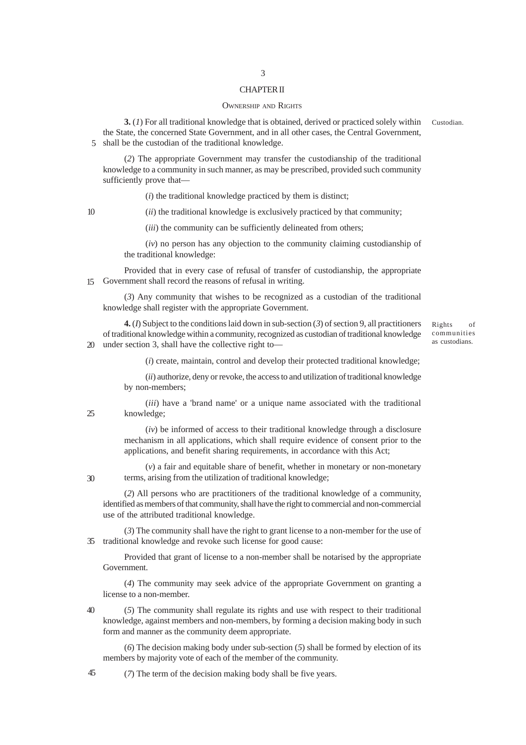## CHAPTER II

### OWNERSHIP AND RIGHTS

Custodian.

**3.** (*1*) For all traditional knowledge that is obtained, derived or practiced solely within the State, the concerned State Government, and in all other cases, the Central Government, shall be the custodian of the traditional knowledge.

(*2*) The appropriate Government may transfer the custodianship of the traditional knowledge to a community in such manner, as may be prescribed, provided such community sufficiently prove that—

(*i*) the traditional knowledge practiced by them is distinct;

(*ii*) the traditional knowledge is exclusively practiced by that community;

(*iii*) the community can be sufficiently delineated from others;

(*iv*) no person has any objection to the community claiming custodianship of the traditional knowledge:

Provided that in every case of refusal of transfer of custodianship, the appropriate Government shall record the reasons of refusal in writing.

(*3*) Any community that wishes to be recognized as a custodian of the traditional knowledge shall register with the appropriate Government.

Rights of communities as custodians.

**4.** (*1*) Subject to the conditions laid down in sub-section (*3*) of section 9, all practitioners of traditional knowledge within a community, recognized as custodian of traditional knowledge under section 3, shall have the collective right to—

(*i*) create, maintain, control and develop their protected traditional knowledge;

(*ii*) authorize, deny or revoke, the access to and utilization of traditional knowledge by non-members;

(*iii*) have a 'brand name' or a unique name associated with the traditional knowledge;

(*iv*) be informed of access to their traditional knowledge through a disclosure mechanism in all applications, which shall require evidence of consent prior to the applications, and benefit sharing requirements, in accordance with this Act;

(*v*) a fair and equitable share of benefit, whether in monetary or non-monetary terms, arising from the utilization of traditional knowledge;

(*2*) All persons who are practitioners of the traditional knowledge of a community, identified as members of that community, shall have the right to commercial and non-commercial use of the attributed traditional knowledge.

(*3*) The community shall have the right to grant license to a non-member for the use of traditional knowledge and revoke such license for good cause:

Provided that grant of license to a non-member shall be notarised by the appropriate Government.

(*4*) The community may seek advice of the appropriate Government on granting a license to a non-member.

(*5*) The community shall regulate its rights and use with respect to their traditional knowledge, against members and non-members, by forming a decision making body in such form and manner as the community deem appropriate.

(*6*) The decision making body under sub-section (*5*) shall be formed by election of its members by majority vote of each of the member of the community.

(*7*) The term of the decision making body shall be five years.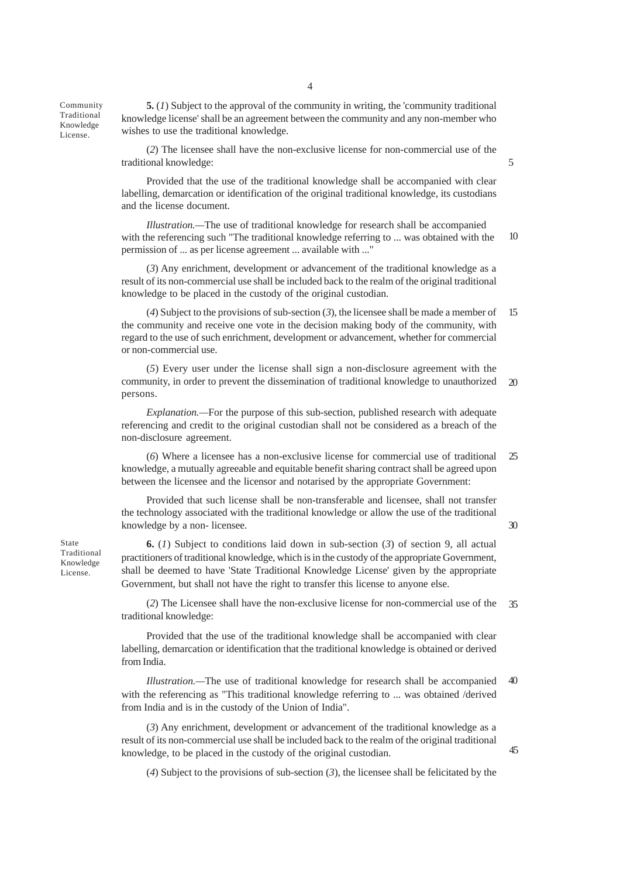Community Traditional Knowledge License.

**5.** (*1*) Subject to the approval of the community in writing, the 'community traditional knowledge license' shall be an agreement between the community and any non-member who wishes to use the traditional knowledge.

(*2*) The licensee shall have the non-exclusive license for non-commercial use of the traditional knowledge:

Provided that the use of the traditional knowledge shall be accompanied with clear labelling, demarcation or identification of the original traditional knowledge, its custodians and the license document.

*Illustration.*—The use of traditional knowledge for research shall be accompanied with the referencing such "The traditional knowledge referring to ... was obtained with the permission of ... as per license agreement ... available with ..."

(*3*) Any enrichment, development or advancement of the traditional knowledge as a result of its non-commercial use shall be included back to the realm of the original traditional knowledge to be placed in the custody of the original custodian.

(*4*) Subject to the provisions of sub-section (*3*), the licensee shall be made a member of the community and receive one vote in the decision making body of the community, with regard to the use of such enrichment, development or advancement, whether for commercial or non-commercial use.

(*5*) Every user under the license shall sign a non-disclosure agreement with the community, in order to prevent the dissemination of traditional knowledge to unauthorized persons.

*Explanation.*—For the purpose of this sub-section, published research with adequate referencing and credit to the original custodian shall not be considered as a breach of the non-disclosure agreement.

(*6*) Where a licensee has a non-exclusive license for commercial use of traditional knowledge, a mutually agreeable and equitable benefit sharing contract shall be agreed upon between the licensee and the licensor and notarised by the appropriate Government:

Provided that such license shall be non-transferable and licensee, shall not transfer the technology associated with the traditional knowledge or allow the use of the traditional knowledge by a non- licensee.

State Traditional Knowledge License.

**6.** (*1*) Subject to conditions laid down in sub-section (*3*) of section 9, all actual practitioners of traditional knowledge, which is in the custody of the appropriate Government, shall be deemed to have 'State Traditional Knowledge License' given by the appropriate Government, but shall not have the right to transfer this license to anyone else.

(*2*) The Licensee shall have the non-exclusive license for non-commercial use of the traditional knowledge:

Provided that the use of the traditional knowledge shall be accompanied with clear labelling, demarcation or identification that the traditional knowledge is obtained or derived from India.

*Illustration.*—The use of traditional knowledge for research shall be accompanied with the referencing as "This traditional knowledge referring to ... was obtained /derived from India and is in the custody of the Union of India".

(*3*) Any enrichment, development or advancement of the traditional knowledge as a result of its non-commercial use shall be included back to the realm of the original traditional knowledge, to be placed in the custody of the original custodian.

(*4*) Subject to the provisions of sub-section (*3*), the licensee shall be felicitated by the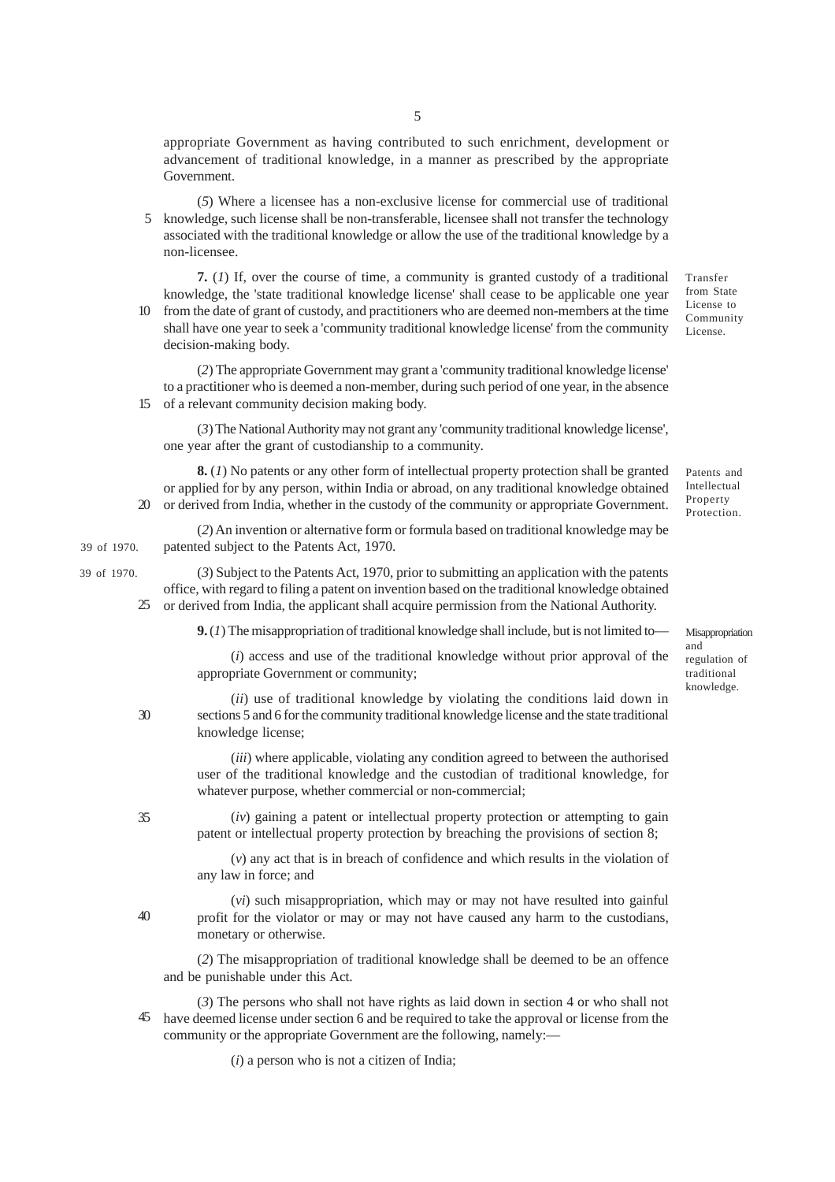appropriate Government as having contributed to such enrichment, development or advancement of traditional knowledge, in a manner as prescribed by the appropriate Government.

(*5*) Where a licensee has a non-exclusive license for commercial use of traditional knowledge, such license shall be non-transferable, licensee shall not transfer the technology associated with the traditional knowledge or allow the use of the traditional knowledge by a non-licensee.

Transfer from State License to Community License.

**7.** (*1*) If, over the course of time, a community is granted custody of a traditional knowledge, the 'state traditional knowledge license' shall cease to be applicable one year from the date of grant of custody, and practitioners who are deemed non-members at the time shall have one year to seek a 'community traditional knowledge license' from the community decision-making body.

(*2*) The appropriate Government may grant a 'community traditional knowledge license' to a practitioner who is deemed a non-member, during such period of one year, in the absence of a relevant community decision making body.

(*3*) The National Authority may not grant any 'community traditional knowledge license', one year after the grant of custodianship to a community.

Patents and Intellectual Property Protection.

**8.** (*1*) No patents or any other form of intellectual property protection shall be granted or applied for by any person, within India or abroad, on any traditional knowledge obtained or derived from India, whether in the custody of the community or appropriate Government.

(*2*) An invention or alternative form or formula based on traditional knowledge may be patented subject to the Patents Act, 1970. (39 of 1970.)

(*3*) Subject to the Patents Act, 1970, prior to submitting an application with the patents office, with regard to filing a patent on invention based on the traditional knowledge obtained or derived from India, the applicant shall acquire permission from the National Authority. (39 of 1970.)

Misappropriation and regulation of traditional knowledge.

**9.** (*1*) The misappropriation of traditional knowledge shall include, but is not limited to—

(*i*) access and use of the traditional knowledge without prior approval of the appropriate Government or community;

(*ii*) use of traditional knowledge by violating the conditions laid down in sections 5 and 6 for the community traditional knowledge license and the state traditional knowledge license;

(*iii*) where applicable, violating any condition agreed to between the authorised user of the traditional knowledge and the custodian of traditional knowledge, for whatever purpose, whether commercial or non-commercial;

(*iv*) gaining a patent or intellectual property protection or attempting to gain patent or intellectual property protection by breaching the provisions of section 8;

(*v*) any act that is in breach of confidence and which results in the violation of any law in force; and

(*vi*) such misappropriation, which may or may not have resulted into gainful profit for the violator or may or may not have caused any harm to the custodians, monetary or otherwise.

(*2*) The misappropriation of traditional knowledge shall be deemed to be an offence and be punishable under this Act.

(*3*) The persons who shall not have rights as laid down in section 4 or who shall not have deemed license under section 6 and be required to take the approval or license from the community or the appropriate Government are the following, namely:—

(*i*) a person who is not a citizen of India;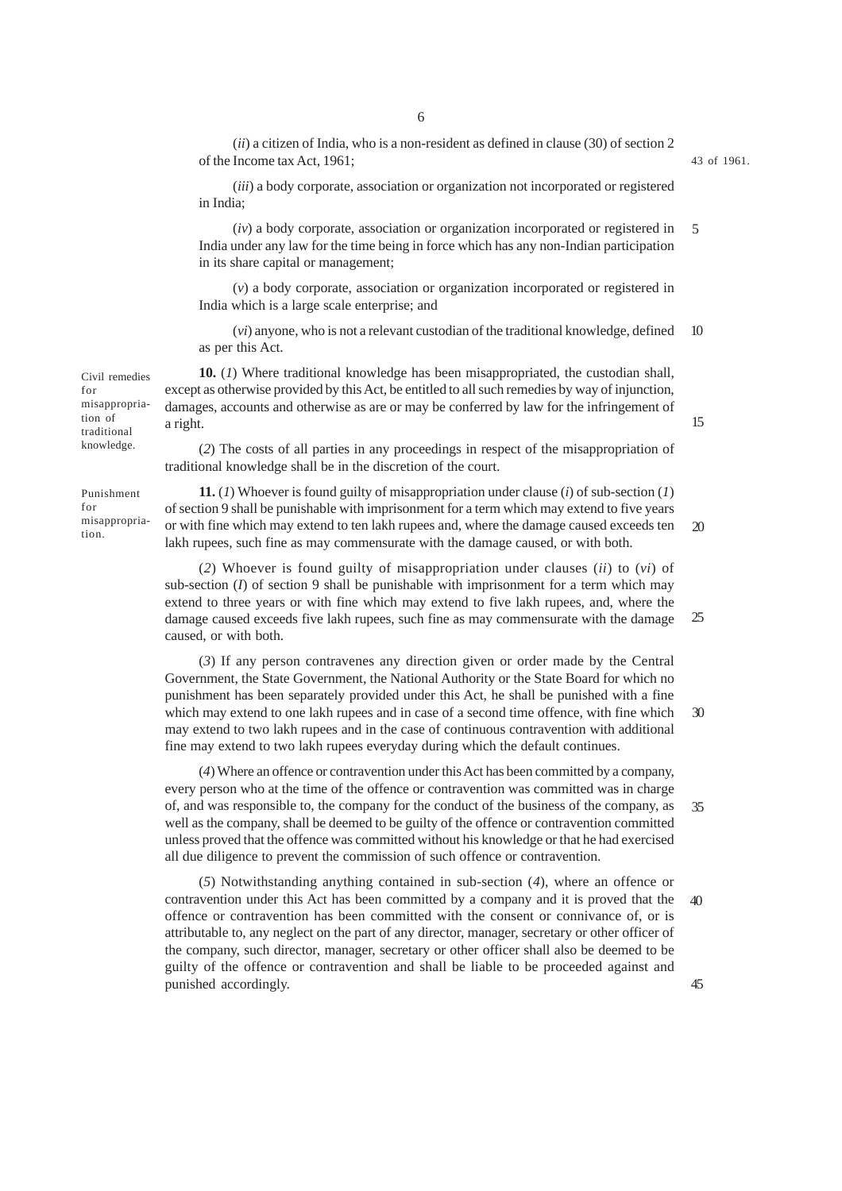(*ii*) a citizen of India, who is a non-resident as defined in clause (30) of section 2 of the Income tax Act, 1961;

43 of 1961.

(*iii*) a body corporate, association or organization not incorporated or registered in India;

(*iv*) a body corporate, association or organization incorporated or registered in India under any law for the time being in force which has any non-Indian participation in its share capital or management;

(*v*) a body corporate, association or organization incorporated or registered in India which is a large scale enterprise; and

(*vi*) anyone, who is not a relevant custodian of the traditional knowledge, defined as per this Act.

Civil remedies for misappropriation of traditional knowledge.

**10.** (*1*) Where traditional knowledge has been misappropriated, the custodian shall, except as otherwise provided by this Act, be entitled to all such remedies by way of injunction, damages, accounts and otherwise as are or may be conferred by law for the infringement of a right.

(*2*) The costs of all parties in any proceedings in respect of the misappropriation of traditional knowledge shall be in the discretion of the court.

Punishment for misappropriation.

**11.** (*1*) Whoever is found guilty of misappropriation under clause (*i*) of sub-section (*1*) of section 9 shall be punishable with imprisonment for a term which may extend to five years or with fine which may extend to ten lakh rupees and, where the damage caused exceeds ten lakh rupees, such fine as may commensurate with the damage caused, or with both.

(*2*) Whoever is found guilty of misappropriation under clauses (*ii*) to (*vi*) of sub-section (*I*) of section 9 shall be punishable with imprisonment for a term which may extend to three years or with fine which may extend to five lakh rupees, and, where the damage caused exceeds five lakh rupees, such fine as may commensurate with the damage caused, or with both.

(*3*) If any person contravenes any direction given or order made by the Central Government, the State Government, the National Authority or the State Board for which no punishment has been separately provided under this Act, he shall be punished with a fine which may extend to one lakh rupees and in case of a second time offence, with fine which may extend to two lakh rupees and in the case of continuous contravention with additional fine may extend to two lakh rupees everyday during which the default continues.

(*4*) Where an offence or contravention under this Act has been committed by a company, every person who at the time of the offence or contravention was committed was in charge of, and was responsible to, the company for the conduct of the business of the company, as well as the company, shall be deemed to be guilty of the offence or contravention committed unless proved that the offence was committed without his knowledge or that he had exercised all due diligence to prevent the commission of such offence or contravention.

(*5*) Notwithstanding anything contained in sub-section (*4*), where an offence or contravention under this Act has been committed by a company and it is proved that the offence or contravention has been committed with the consent or connivance of, or is attributable to, any neglect on the part of any director, manager, secretary or other officer of the company, such director, manager, secretary or other officer shall also be deemed to be guilty of the offence or contravention and shall be liable to be proceeded against and punished accordingly.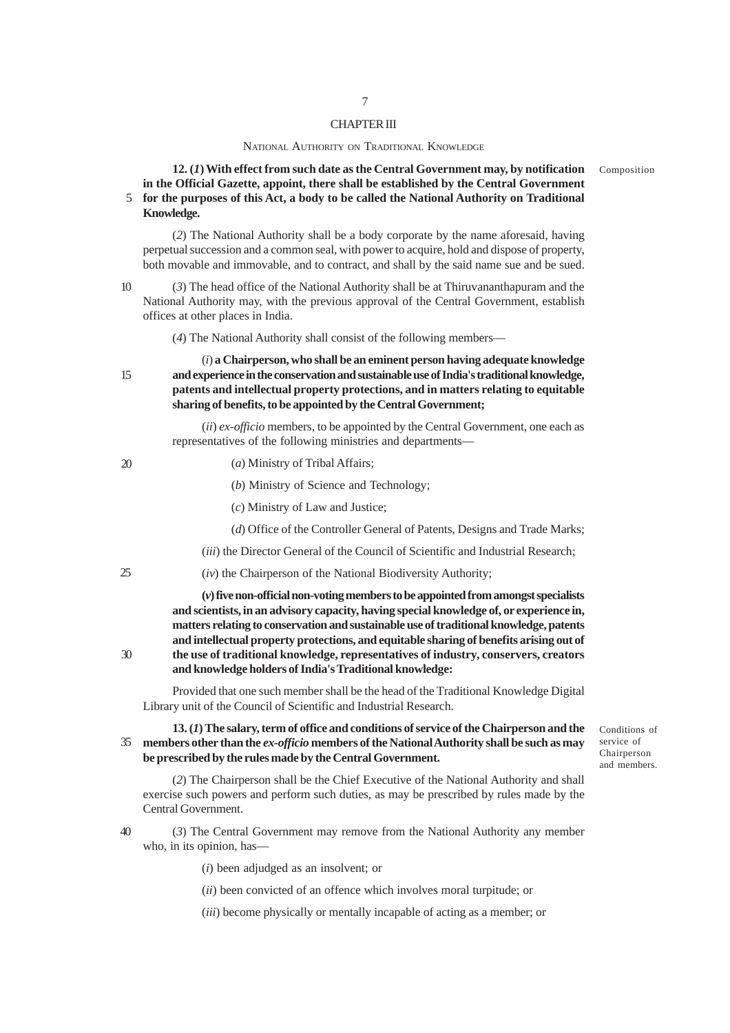## CHAPTER III

### NATIONAL AUTHORITY ON TRADITIONAL KNOWLEDGE

Composition

**12. (*1*) With effect from such date as the Central Government may, by notification in the Official Gazette, appoint, there shall be established by the Central Government for the purposes of this Act, a body to be called the National Authority on Traditional Knowledge.**

(*2*) The National Authority shall be a body corporate by the name aforesaid, having perpetual succession and a common seal, with power to acquire, hold and dispose of property, both movable and immovable, and to contract, and shall by the said name sue and be sued.

(*3*) The head office of the National Authority shall be at Thiruvananthapuram and the National Authority may, with the previous approval of the Central Government, establish offices at other places in India.

(*4*) The National Authority shall consist of the following members—

(*i*) **a Chairperson, who shall be an eminent person having adequate knowledge and experience in the conservation and sustainable use of India's traditional knowledge, patents and intellectual property protections, and in matters relating to equitable sharing of benefits, to be appointed by the Central Government;**

(*ii*) *ex-officio* members, to be appointed by the Central Government, one each as representatives of the following ministries and departments—

(*a*) Ministry of Tribal Affairs;

(*b*) Ministry of Science and Technology;

(*c*) Ministry of Law and Justice;

(*d*) Office of the Controller General of Patents, Designs and Trade Marks;

(*iii*) the Director General of the Council of Scientific and Industrial Research;

(*iv*) the Chairperson of the National Biodiversity Authority;

**(*v*) five non-official non-voting members to be appointed from amongst specialists and scientists, in an advisory capacity, having special knowledge of, or experience in, matters relating to conservation and sustainable use of traditional knowledge, patents and intellectual property protections, and equitable sharing of benefits arising out of the use of traditional knowledge, representatives of industry, conservers, creators and knowledge holders of India's Traditional knowledge:**

Provided that one such member shall be the head of the Traditional Knowledge Digital Library unit of the Council of Scientific and Industrial Research.

Conditions of service of Chairperson and members.

**13. (*1*) The salary, term of office and conditions of service of the Chairperson and the members other than the *ex-officio* members of the National Authority shall be such as may be prescribed by the rules made by the Central Government.**

(*2*) The Chairperson shall be the Chief Executive of the National Authority and shall exercise such powers and perform such duties, as may be prescribed by rules made by the Central Government.

(*3*) The Central Government may remove from the National Authority any member who, in its opinion, has—

(*i*) been adjudged as an insolvent; or

(*ii*) been convicted of an offence which involves moral turpitude; or

(*iii*) become physically or mentally incapable of acting as a member; or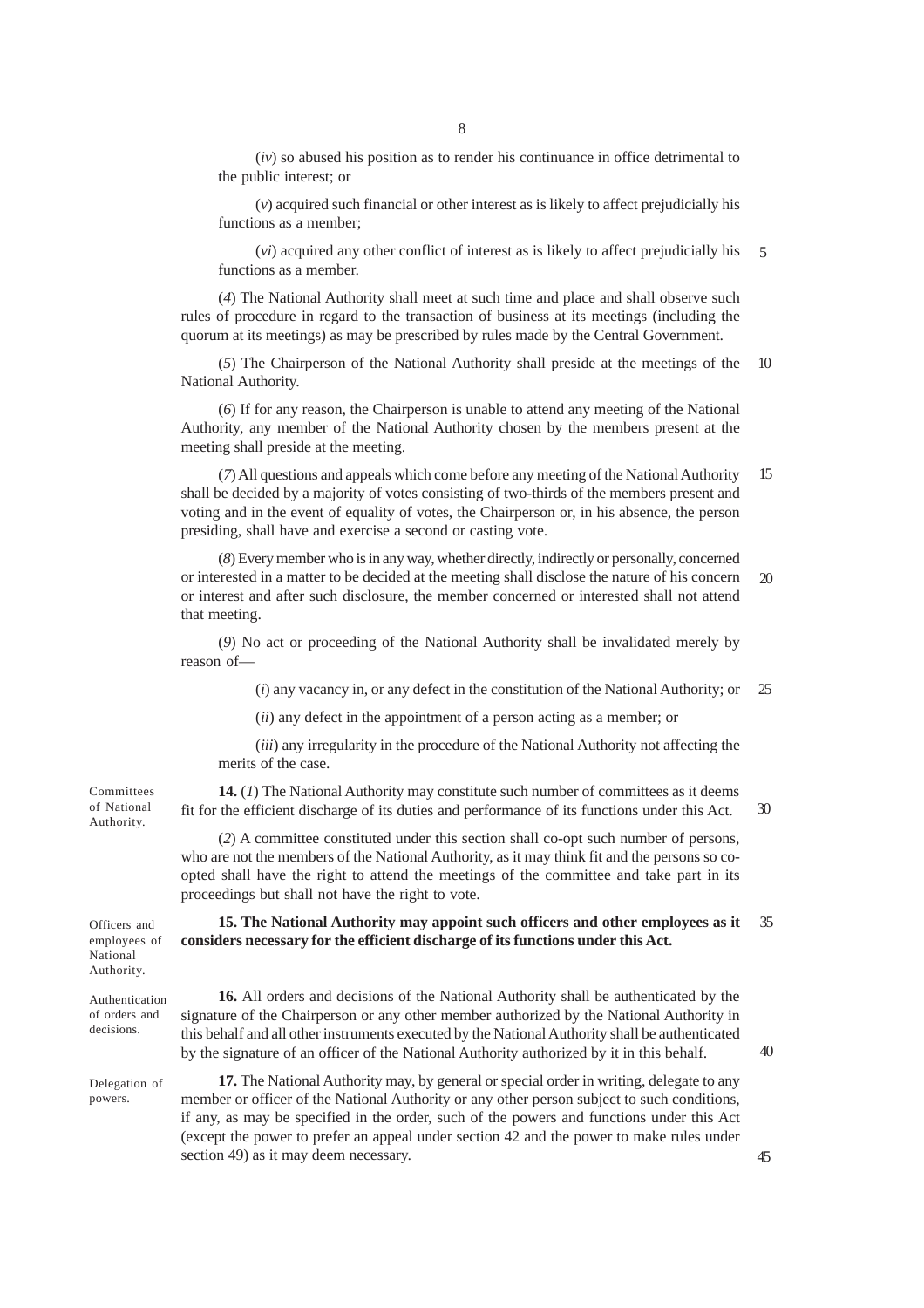(*iv*) so abused his position as to render his continuance in office detrimental to the public interest; or

(*v*) acquired such financial or other interest as is likely to affect prejudicially his functions as a member;

(*vi*) acquired any other conflict of interest as is likely to affect prejudicially his functions as a member.

(*4*) The National Authority shall meet at such time and place and shall observe such rules of procedure in regard to the transaction of business at its meetings (including the quorum at its meetings) as may be prescribed by rules made by the Central Government.

(*5*) The Chairperson of the National Authority shall preside at the meetings of the National Authority.

(*6*) If for any reason, the Chairperson is unable to attend any meeting of the National Authority, any member of the National Authority chosen by the members present at the meeting shall preside at the meeting.

(*7*) All questions and appeals which come before any meeting of the National Authority shall be decided by a majority of votes consisting of two-thirds of the members present and voting and in the event of equality of votes, the Chairperson or, in his absence, the person presiding, shall have and exercise a second or casting vote.

(*8*) Every member who is in any way, whether directly, indirectly or personally, concerned or interested in a matter to be decided at the meeting shall disclose the nature of his concern or interest and after such disclosure, the member concerned or interested shall not attend that meeting.

(*9*) No act or proceeding of the National Authority shall be invalidated merely by reason of—

(*i*) any vacancy in, or any defect in the constitution of the National Authority; or

(*ii*) any defect in the appointment of a person acting as a member; or

(*iii*) any irregularity in the procedure of the National Authority not affecting the merits of the case.

Committees of National Authority.

**14.** (*1*) The National Authority may constitute such number of committees as it deems fit for the efficient discharge of its duties and performance of its functions under this Act.

(*2*) A committee constituted under this section shall co-opt such number of persons, who are not the members of the National Authority, as it may think fit and the persons so co-opted shall have the right to attend the meetings of the committee and take part in its proceedings but shall not have the right to vote.

Officers and employees of National Authority.

**15. The National Authority may appoint such officers and other employees as it considers necessary for the efficient discharge of its functions under this Act.**

Authentication of orders and decisions.

**16.** All orders and decisions of the National Authority shall be authenticated by the signature of the Chairperson or any other member authorized by the National Authority in this behalf and all other instruments executed by the National Authority shall be authenticated by the signature of an officer of the National Authority authorized by it in this behalf.

Delegation of powers.

**17.** The National Authority may, by general or special order in writing, delegate to any member or officer of the National Authority or any other person subject to such conditions, if any, as may be specified in the order, such of the powers and functions under this Act (except the power to prefer an appeal under section 42 and the power to make rules under section 49) as it may deem necessary.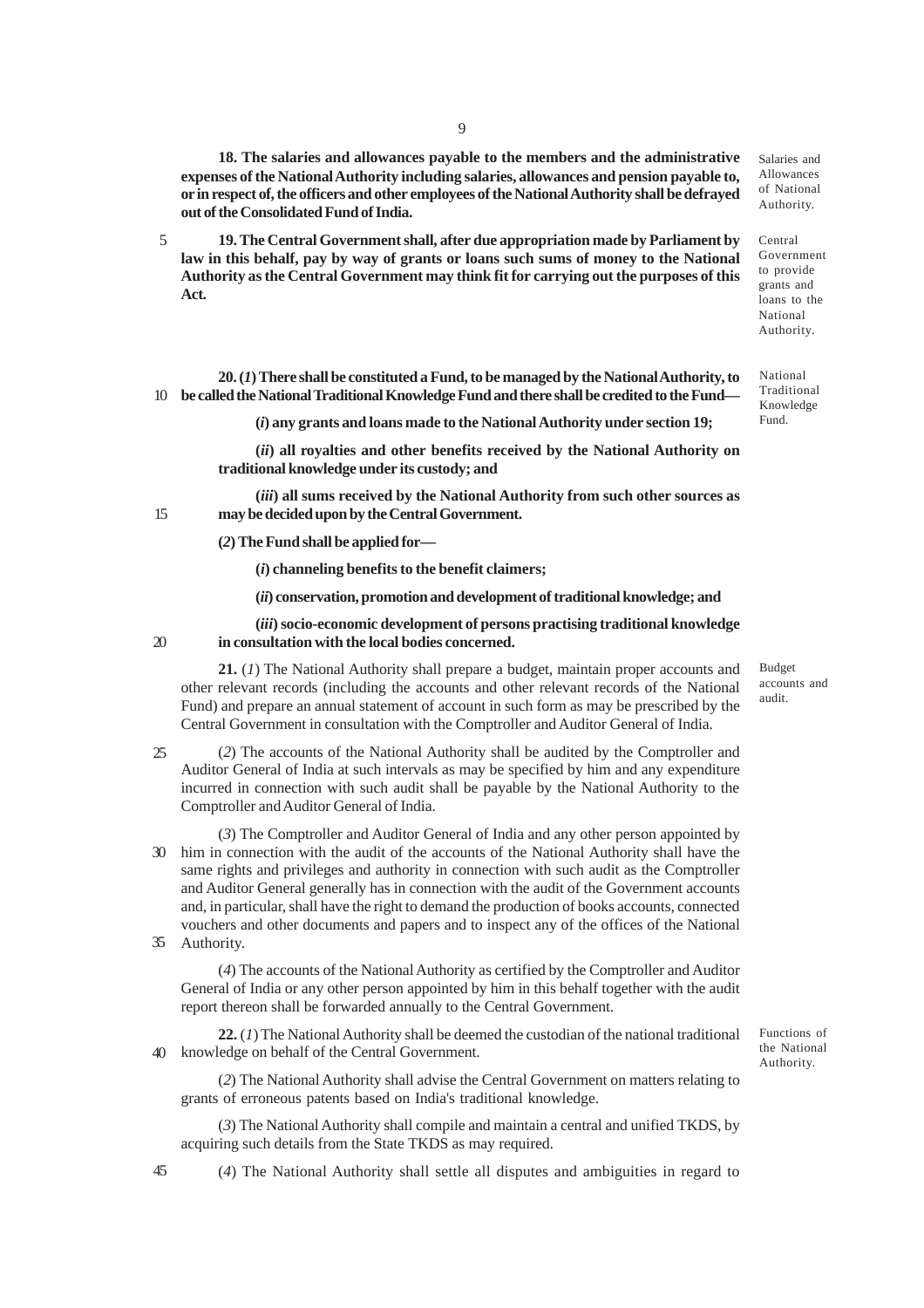**18. The salaries and allowances payable to the members and the administrative expenses of the National Authority including salaries, allowances and pension payable to, or in respect of, the officers and other employees of the National Authority shall be defrayed out of the Consolidated Fund of India.**

Salaries and Allowances of National Authority.

**19. The Central Government shall, after due appropriation made by Parliament by law in this behalf, pay by way of grants or loans such sums of money to the National Authority as the Central Government may think fit for carrying out the purposes of this Act.**

Central Government to provide grants and loans to the National Authority.

**20. (*1*) There shall be constituted a Fund, to be managed by the National Authority, to be called the National Traditional Knowledge Fund and there shall be credited to the Fund—**

National Traditional Knowledge Fund.

**(*i*) any grants and loans made to the National Authority under section 19;**

**(*ii*) all royalties and other benefits received by the National Authority on traditional knowledge under its custody; and**

**(*iii*) all sums received by the National Authority from such other sources as may be decided upon by the Central Government.**

**(*2*) The Fund shall be applied for—**

**(*i*) channeling benefits to the benefit claimers;**

**(*ii*) conservation, promotion and development of traditional knowledge; and**

**(*iii*) socio-economic development of persons practising traditional knowledge in consultation with the local bodies concerned.**

Budget accounts and audit.

**21.** (*1*) The National Authority shall prepare a budget, maintain proper accounts and other relevant records (including the accounts and other relevant records of the National Fund) and prepare an annual statement of account in such form as may be prescribed by the Central Government in consultation with the Comptroller and Auditor General of India.

(*2*) The accounts of the National Authority shall be audited by the Comptroller and Auditor General of India at such intervals as may be specified by him and any expenditure incurred in connection with such audit shall be payable by the National Authority to the Comptroller and Auditor General of India.

(*3*) The Comptroller and Auditor General of India and any other person appointed by him in connection with the audit of the accounts of the National Authority shall have the same rights and privileges and authority in connection with such audit as the Comptroller and Auditor General generally has in connection with the audit of the Government accounts and, in particular, shall have the right to demand the production of books accounts, connected vouchers and other documents and papers and to inspect any of the offices of the National Authority.

(*4*) The accounts of the National Authority as certified by the Comptroller and Auditor General of India or any other person appointed by him in this behalf together with the audit report thereon shall be forwarded annually to the Central Government.

Functions of the National Authority.

**22.** (*1*) The National Authority shall be deemed the custodian of the national traditional knowledge on behalf of the Central Government.

(*2*) The National Authority shall advise the Central Government on matters relating to grants of erroneous patents based on India's traditional knowledge.

(*3*) The National Authority shall compile and maintain a central and unified TKDS, by acquiring such details from the State TKDS as may required.

(*4*) The National Authority shall settle all disputes and ambiguities in regard to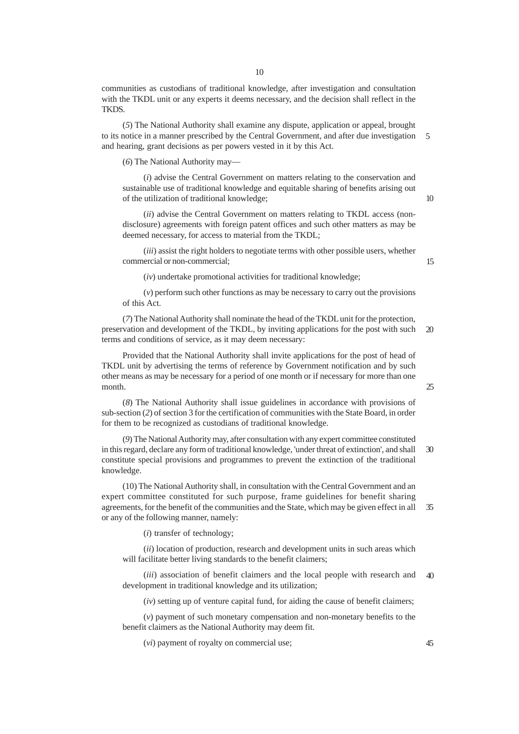communities as custodians of traditional knowledge, after investigation and consultation with the TKDL unit or any experts it deems necessary, and the decision shall reflect in the TKDS.

(*5*) The National Authority shall examine any dispute, application or appeal, brought to its notice in a manner prescribed by the Central Government, and after due investigation and hearing, grant decisions as per powers vested in it by this Act.

(*6*) The National Authority may—

(*i*) advise the Central Government on matters relating to the conservation and sustainable use of traditional knowledge and equitable sharing of benefits arising out of the utilization of traditional knowledge;

(*ii*) advise the Central Government on matters relating to TKDL access (non-disclosure) agreements with foreign patent offices and such other matters as may be deemed necessary, for access to material from the TKDL;

(*iii*) assist the right holders to negotiate terms with other possible users, whether commercial or non-commercial;

(*iv*) undertake promotional activities for traditional knowledge;

(*v*) perform such other functions as may be necessary to carry out the provisions of this Act.

(*7*) The National Authority shall nominate the head of the TKDL unit for the protection, preservation and development of the TKDL, by inviting applications for the post with such terms and conditions of service, as it may deem necessary:

Provided that the National Authority shall invite applications for the post of head of TKDL unit by advertising the terms of reference by Government notification and by such other means as may be necessary for a period of one month or if necessary for more than one month.

(*8*) The National Authority shall issue guidelines in accordance with provisions of sub-section (*2*) of section 3 for the certification of communities with the State Board, in order for them to be recognized as custodians of traditional knowledge.

(*9*) The National Authority may, after consultation with any expert committee constituted in this regard, declare any form of traditional knowledge, 'under threat of extinction', and shall constitute special provisions and programmes to prevent the extinction of the traditional knowledge.

(10) The National Authority shall, in consultation with the Central Government and an expert committee constituted for such purpose, frame guidelines for benefit sharing agreements, for the benefit of the communities and the State, which may be given effect in all or any of the following manner, namely:

(*i*) transfer of technology;

(*ii*) location of production, research and development units in such areas which will facilitate better living standards to the benefit claimers;

(*iii*) association of benefit claimers and the local people with research and development in traditional knowledge and its utilization;

(*iv*) setting up of venture capital fund, for aiding the cause of benefit claimers;

(*v*) payment of such monetary compensation and non-monetary benefits to the benefit claimers as the National Authority may deem fit.

(*vi*) payment of royalty on commercial use;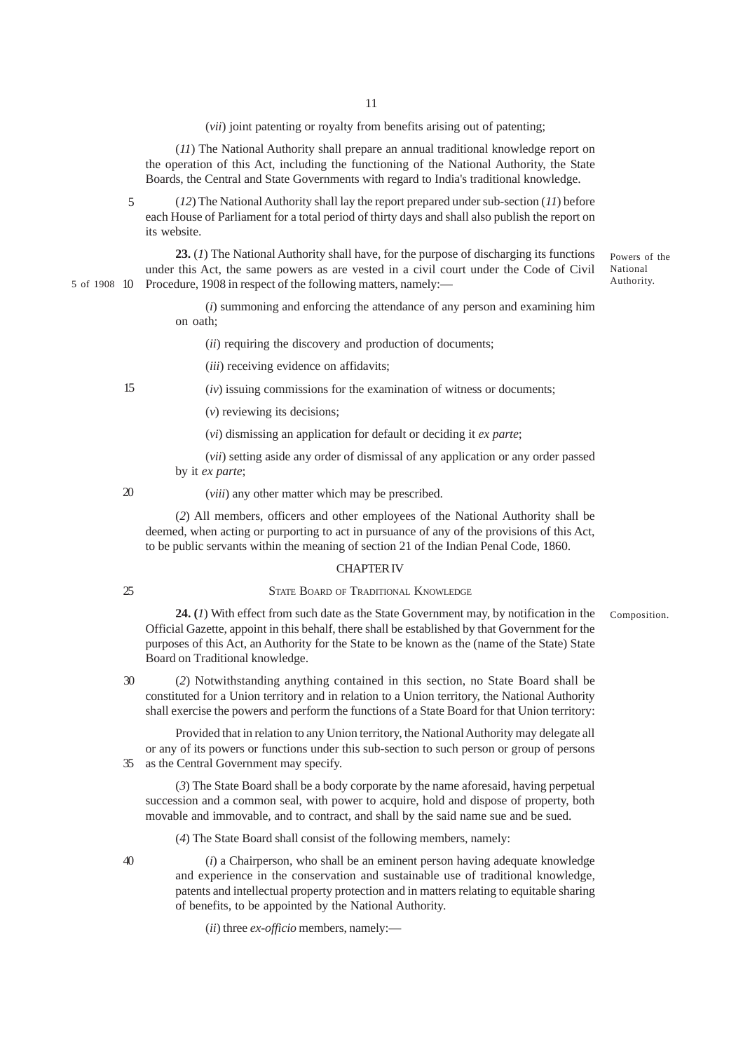(*vii*) joint patenting or royalty from benefits arising out of patenting;

(*11*) The National Authority shall prepare an annual traditional knowledge report on the operation of this Act, including the functioning of the National Authority, the State Boards, the Central and State Governments with regard to India's traditional knowledge.

(*12*) The National Authority shall lay the report prepared under sub-section (*11*) before each House of Parliament for a total period of thirty days and shall also publish the report on its website.

Powers of the National Authority.

**23.** (*1*) The National Authority shall have, for the purpose of discharging its functions under this Act, the same powers as are vested in a civil court under the Code of Civil Procedure, 1908 in respect of the following matters, namely:—

5 of 1908

(*i*) summoning and enforcing the attendance of any person and examining him on oath;

(*ii*) requiring the discovery and production of documents;

(*iii*) receiving evidence on affidavits;

(*iv*) issuing commissions for the examination of witness or documents;

(*v*) reviewing its decisions;

(*vi*) dismissing an application for default or deciding it *ex parte*;

(*vii*) setting aside any order of dismissal of any application or any order passed by it *ex parte*;

(*viii*) any other matter which may be prescribed.

(*2*) All members, officers and other employees of the National Authority shall be deemed, when acting or purporting to act in pursuance of any of the provisions of this Act, to be public servants within the meaning of section 21 of the Indian Penal Code, 1860.

## CHAPTER IV

### STATE BOARD OF TRADITIONAL KNOWLEDGE

Composition.

**24.** (*1*) With effect from such date as the State Government may, by notification in the Official Gazette, appoint in this behalf, there shall be established by that Government for the purposes of this Act, an Authority for the State to be known as the (name of the State) State Board on Traditional knowledge.

(*2*) Notwithstanding anything contained in this section, no State Board shall be constituted for a Union territory and in relation to a Union territory, the National Authority shall exercise the powers and perform the functions of a State Board for that Union territory:

Provided that in relation to any Union territory, the National Authority may delegate all or any of its powers or functions under this sub-section to such person or group of persons as the Central Government may specify.

(*3*) The State Board shall be a body corporate by the name aforesaid, having perpetual succession and a common seal, with power to acquire, hold and dispose of property, both movable and immovable, and to contract, and shall by the said name sue and be sued.

(*4*) The State Board shall consist of the following members, namely:

(*i*) a Chairperson, who shall be an eminent person having adequate knowledge and experience in the conservation and sustainable use of traditional knowledge, patents and intellectual property protection and in matters relating to equitable sharing of benefits, to be appointed by the National Authority.

(*ii*) three *ex-officio* members, namely:—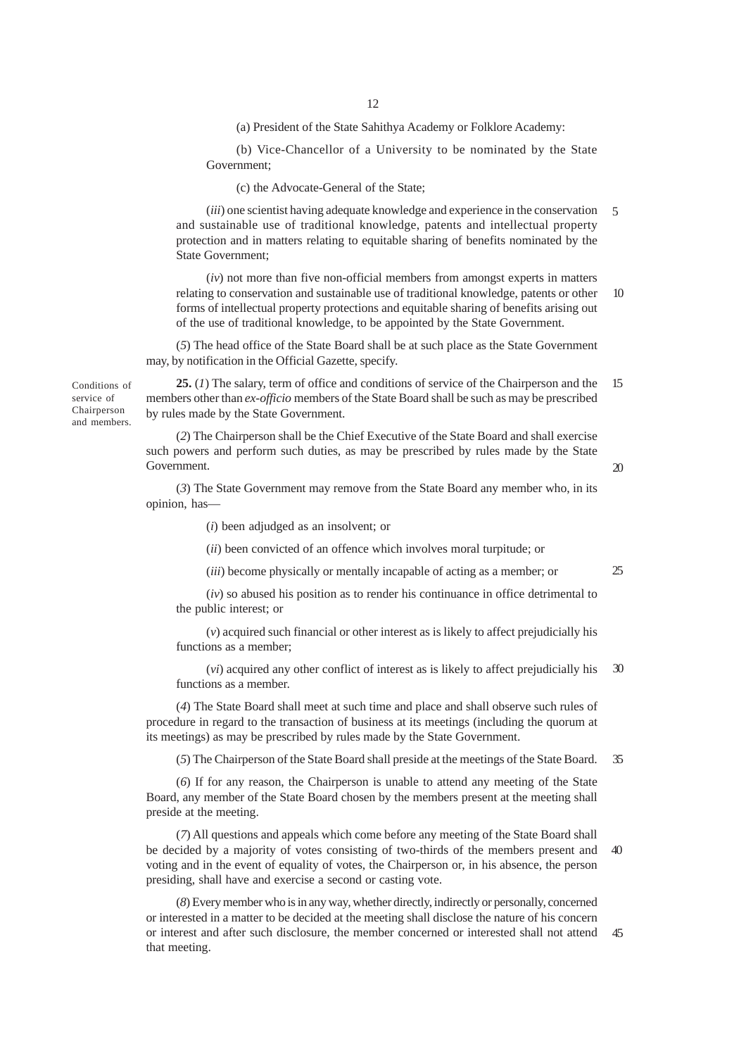(a) President of the State Sahithya Academy or Folklore Academy:

(b) Vice-Chancellor of a University to be nominated by the State Government;

(c) the Advocate-General of the State;

(*iii*) one scientist having adequate knowledge and experience in the conservation and sustainable use of traditional knowledge, patents and intellectual property protection and in matters relating to equitable sharing of benefits nominated by the State Government;

(*iv*) not more than five non-official members from amongst experts in matters relating to conservation and sustainable use of traditional knowledge, patents or other forms of intellectual property protections and equitable sharing of benefits arising out of the use of traditional knowledge, to be appointed by the State Government.

(*5*) The head office of the State Board shall be at such place as the State Government may, by notification in the Official Gazette, specify.

Conditions of service of Chairperson and members.

**25.** (*1*) The salary, term of office and conditions of service of the Chairperson and the members other than *ex-officio* members of the State Board shall be such as may be prescribed by rules made by the State Government.

(*2*) The Chairperson shall be the Chief Executive of the State Board and shall exercise such powers and perform such duties, as may be prescribed by rules made by the State Government.

(*3*) The State Government may remove from the State Board any member who, in its opinion, has—

(*i*) been adjudged as an insolvent; or

(*ii*) been convicted of an offence which involves moral turpitude; or

(*iii*) become physically or mentally incapable of acting as a member; or

(*iv*) so abused his position as to render his continuance in office detrimental to the public interest; or

(*v*) acquired such financial or other interest as is likely to affect prejudicially his functions as a member;

(*vi*) acquired any other conflict of interest as is likely to affect prejudicially his functions as a member.

(*4*) The State Board shall meet at such time and place and shall observe such rules of procedure in regard to the transaction of business at its meetings (including the quorum at its meetings) as may be prescribed by rules made by the State Government.

(*5*) The Chairperson of the State Board shall preside at the meetings of the State Board.

(*6*) If for any reason, the Chairperson is unable to attend any meeting of the State Board, any member of the State Board chosen by the members present at the meeting shall preside at the meeting.

(*7*) All questions and appeals which come before any meeting of the State Board shall be decided by a majority of votes consisting of two-thirds of the members present and voting and in the event of equality of votes, the Chairperson or, in his absence, the person presiding, shall have and exercise a second or casting vote.

(*8*) Every member who is in any way, whether directly, indirectly or personally, concerned or interested in a matter to be decided at the meeting shall disclose the nature of his concern or interest and after such disclosure, the member concerned or interested shall not attend that meeting.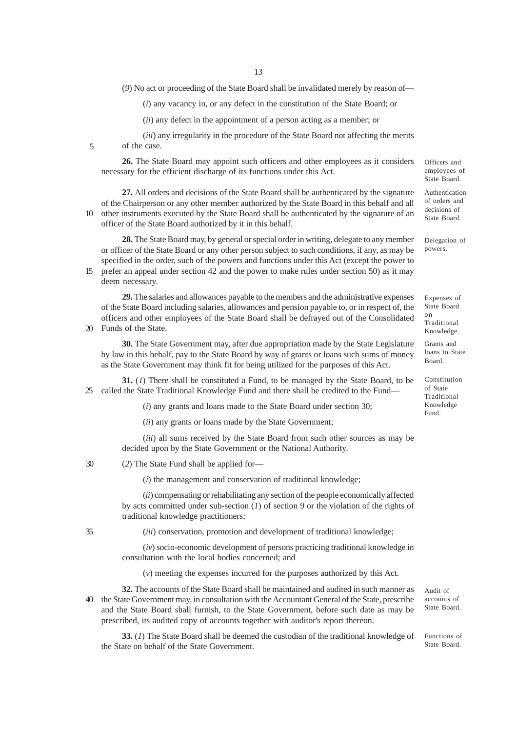(9) No act or proceeding of the State Board shall be invalidated merely by reason of—

(*i*) any vacancy in, or any defect in the constitution of the State Board; or

(*ii*) any defect in the appointment of a person acting as a member; or

(*iii*) any irregularity in the procedure of the State Board not affecting the merits of the case.

Officers and employees of State Board.

**26.** The State Board may appoint such officers and other employees as it considers necessary for the efficient discharge of its functions under this Act.

Authentication of orders and decisions of State Board.

**27.** All orders and decisions of the State Board shall be authenticated by the signature of the Chairperson or any other member authorized by the State Board in this behalf and all other instruments executed by the State Board shall be authenticated by the signature of an officer of the State Board authorized by it in this behalf.

Delegation of powers.

**28.** The State Board may, by general or special order in writing, delegate to any member or officer of the State Board or any other person subject to such conditions, if any, as may be specified in the order, such of the powers and functions under this Act (except the power to prefer an appeal under section 42 and the power to make rules under section 50) as it may deem necessary.

Expenses of State Board on Traditional Knowledge.

**29.** The salaries and allowances payable to the members and the administrative expenses of the State Board including salaries, allowances and pension payable to, or in respect of, the officers and other employees of the State Board shall be defrayed out of the Consolidated Funds of the State.

Grants and loans to State Board.

**30.** The State Government may, after due appropriation made by the State Legislature by law in this behalf, pay to the State Board by way of grants or loans such sums of money as the State Government may think fit for being utilized for the purposes of this Act.

Constitution of State Traditional Knowledge Fund.

**31.** (*1*) There shall be constituted a Fund, to be managed by the State Board, to be called the State Traditional Knowledge Fund and there shall be credited to the Fund—

(*i*) any grants and loans made to the State Board under section 30;

(*ii*) any grants or loans made by the State Government;

(*iii*) all sums received by the State Board from such other sources as may be decided upon by the State Government or the National Authority.

(*2*) The State Fund shall be applied for—

(*i*) the management and conservation of traditional knowledge;

(*ii*) compensating or rehabilitating any section of the people economically affected by acts committed under sub-section (*1*) of section 9 or the violation of the rights of traditional knowledge practitioners;

(*iii*) conservation, promotion and development of traditional knowledge;

(*iv*) socio-economic development of persons practicing traditional knowledge in consultation with the local bodies concerned; and

(*v*) meeting the expenses incurred for the purposes authorized by this Act.

Audit of accounts of State Board.

**32.** The accounts of the State Board shall be maintained and audited in such manner as the State Government may, in consultation with the Accountant General of the State, prescribe and the State Board shall furnish, to the State Government, before such date as may be prescribed, its audited copy of accounts together with auditor's report thereon.

Functions of State Board.

**33.** (*1*) The State Board shall be deemed the custodian of the traditional knowledge of the State on behalf of the State Government.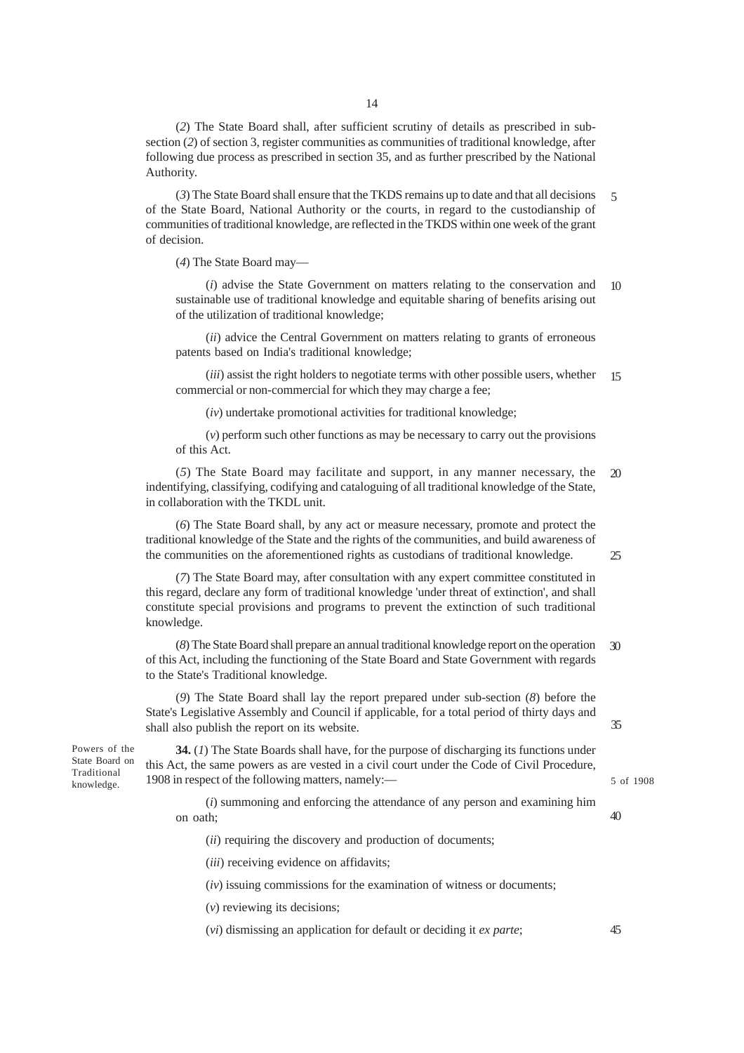(*2*) The State Board shall, after sufficient scrutiny of details as prescribed in sub-section (*2*) of section 3, register communities as communities of traditional knowledge, after following due process as prescribed in section 35, and as further prescribed by the National Authority.

(*3*) The State Board shall ensure that the TKDS remains up to date and that all decisions of the State Board, National Authority or the courts, in regard to the custodianship of communities of traditional knowledge, are reflected in the TKDS within one week of the grant of decision.

(*4*) The State Board may—

(*i*) advise the State Government on matters relating to the conservation and sustainable use of traditional knowledge and equitable sharing of benefits arising out of the utilization of traditional knowledge;

(*ii*) advice the Central Government on matters relating to grants of erroneous patents based on India's traditional knowledge;

(*iii*) assist the right holders to negotiate terms with other possible users, whether commercial or non-commercial for which they may charge a fee;

(*iv*) undertake promotional activities for traditional knowledge;

(*v*) perform such other functions as may be necessary to carry out the provisions of this Act.

(*5*) The State Board may facilitate and support, in any manner necessary, the indentifying, classifying, codifying and cataloguing of all traditional knowledge of the State, in collaboration with the TKDL unit.

(*6*) The State Board shall, by any act or measure necessary, promote and protect the traditional knowledge of the State and the rights of the communities, and build awareness of the communities on the aforementioned rights as custodians of traditional knowledge.

(*7*) The State Board may, after consultation with any expert committee constituted in this regard, declare any form of traditional knowledge 'under threat of extinction', and shall constitute special provisions and programs to prevent the extinction of such traditional knowledge.

(*8*) The State Board shall prepare an annual traditional knowledge report on the operation of this Act, including the functioning of the State Board and State Government with regards to the State's Traditional knowledge.

(*9*) The State Board shall lay the report prepared under sub-section (*8*) before the State's Legislative Assembly and Council if applicable, for a total period of thirty days and shall also publish the report on its website.

Powers of the State Board on Traditional knowledge.

**34.** (*1*) The State Boards shall have, for the purpose of discharging its functions under this Act, the same powers as are vested in a civil court under the Code of Civil Procedure, 1908 in respect of the following matters, namely:—

5 of 1908

(*i*) summoning and enforcing the attendance of any person and examining him on oath;

(*ii*) requiring the discovery and production of documents;

(*iii*) receiving evidence on affidavits;

(*iv*) issuing commissions for the examination of witness or documents;

(*v*) reviewing its decisions;

(*vi*) dismissing an application for default or deciding it *ex parte*;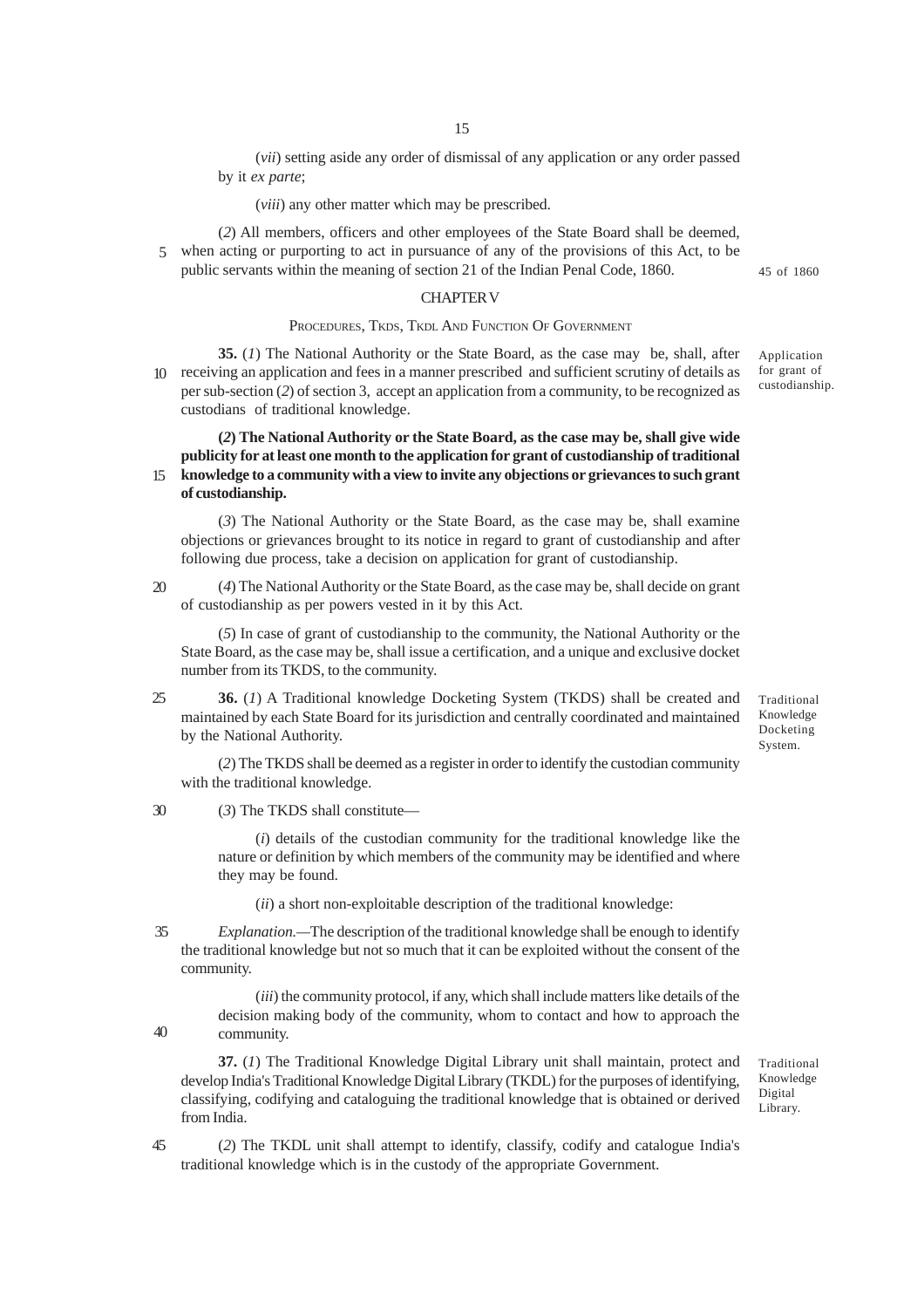(*vii*) setting aside any order of dismissal of any application or any order passed by it *ex parte*;

(*viii*) any other matter which may be prescribed.

(*2*) All members, officers and other employees of the State Board shall be deemed, when acting or purporting to act in pursuance of any of the provisions of this Act, to be public servants within the meaning of section 21 of the Indian Penal Code, 1860.

45 of 1860

## CHAPTER V

### PROCEDURES, TKDS, TKDL AND FUNCTION OF GOVERNMENT

Application for grant of custodianship.

**35.** (*1*) The National Authority or the State Board, as the case may be, shall, after receiving an application and fees in a manner prescribed and sufficient scrutiny of details as per sub-section (*2*) of section 3, accept an application from a community, to be recognized as custodians of traditional knowledge.

**(*2*) The National Authority or the State Board, as the case may be, shall give wide publicity for at least one month to the application for grant of custodianship of traditional knowledge to a community with a view to invite any objections or grievances to such grant of custodianship.**

(*3*) The National Authority or the State Board, as the case may be, shall examine objections or grievances brought to its notice in regard to grant of custodianship and after following due process, take a decision on application for grant of custodianship.

(*4*) The National Authority or the State Board, as the case may be, shall decide on grant of custodianship as per powers vested in it by this Act.

(*5*) In case of grant of custodianship to the community, the National Authority or the State Board, as the case may be, shall issue a certification, and a unique and exclusive docket number from its TKDS, to the community.

Traditional Knowledge Docketing System.

**36.** (*1*) A Traditional knowledge Docketing System (TKDS) shall be created and maintained by each State Board for its jurisdiction and centrally coordinated and maintained by the National Authority.

(*2*) The TKDS shall be deemed as a register in order to identify the custodian community with the traditional knowledge.

(*3*) The TKDS shall constitute—

(*i*) details of the custodian community for the traditional knowledge like the nature or definition by which members of the community may be identified and where they may be found.

(*ii*) a short non-exploitable description of the traditional knowledge:

*Explanation.*—The description of the traditional knowledge shall be enough to identify the traditional knowledge but not so much that it can be exploited without the consent of the community.

(*iii*) the community protocol, if any, which shall include matters like details of the decision making body of the community, whom to contact and how to approach the community.

Traditional Knowledge Digital Library.

**37.** (*1*) The Traditional Knowledge Digital Library unit shall maintain, protect and develop India's Traditional Knowledge Digital Library (TKDL) for the purposes of identifying, classifying, codifying and cataloguing the traditional knowledge that is obtained or derived from India.

(*2*) The TKDL unit shall attempt to identify, classify, codify and catalogue India's traditional knowledge which is in the custody of the appropriate Government.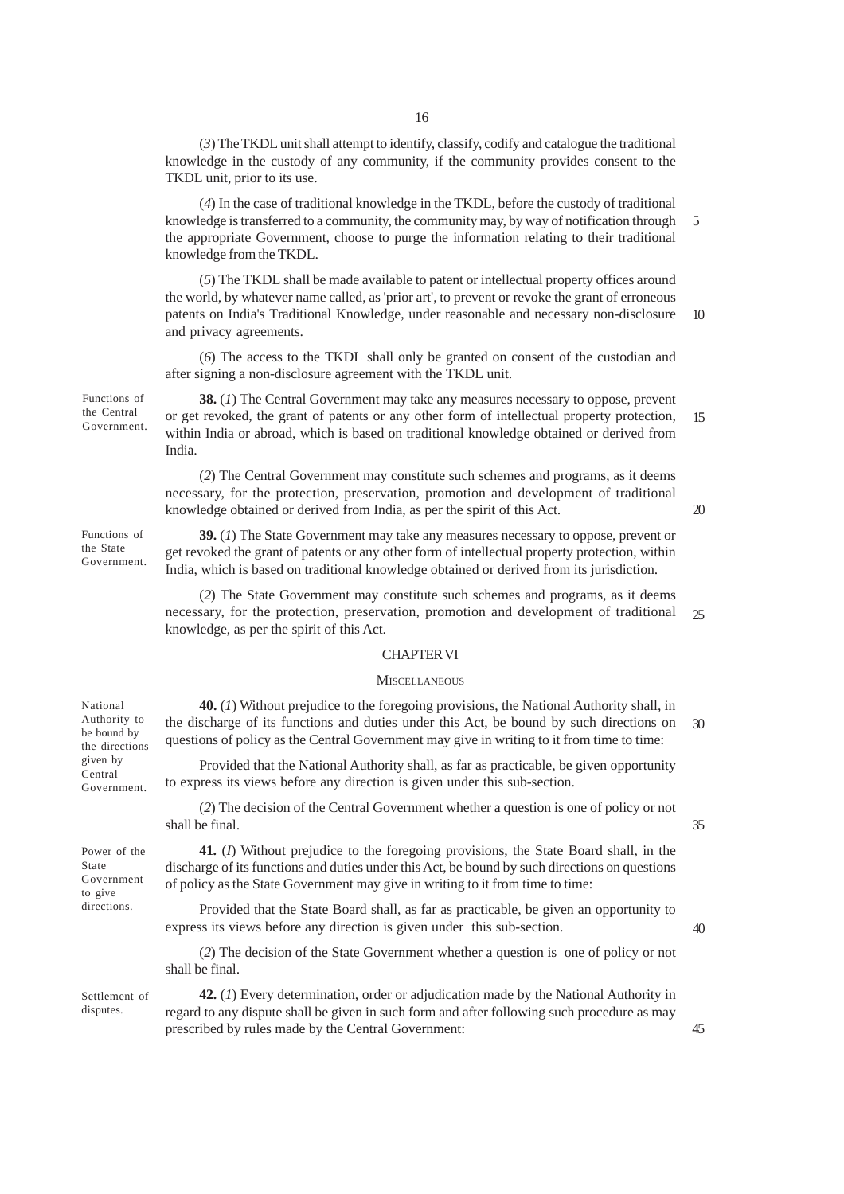(*3*) The TKDL unit shall attempt to identify, classify, codify and catalogue the traditional knowledge in the custody of any community, if the community provides consent to the TKDL unit, prior to its use.

(*4*) In the case of traditional knowledge in the TKDL, before the custody of traditional knowledge is transferred to a community, the community may, by way of notification through the appropriate Government, choose to purge the information relating to their traditional knowledge from the TKDL.

(*5*) The TKDL shall be made available to patent or intellectual property offices around the world, by whatever name called, as 'prior art', to prevent or revoke the grant of erroneous patents on India's Traditional Knowledge, under reasonable and necessary non-disclosure and privacy agreements.

(*6*) The access to the TKDL shall only be granted on consent of the custodian and after signing a non-disclosure agreement with the TKDL unit.

Functions of the Central Government.

**38.** (*1*) The Central Government may take any measures necessary to oppose, prevent or get revoked, the grant of patents or any other form of intellectual property protection, within India or abroad, which is based on traditional knowledge obtained or derived from India.

(*2*) The Central Government may constitute such schemes and programs, as it deems necessary, for the protection, preservation, promotion and development of traditional knowledge obtained or derived from India, as per the spirit of this Act.

Functions of the State Government.

**39.** (*1*) The State Government may take any measures necessary to oppose, prevent or get revoked the grant of patents or any other form of intellectual property protection, within India, which is based on traditional knowledge obtained or derived from its jurisdiction.

(*2*) The State Government may constitute such schemes and programs, as it deems necessary, for the protection, preservation, promotion and development of traditional knowledge, as per the spirit of this Act.

## CHAPTER VI

### MISCELLANEOUS

National Authority to be bound by the directions given by Central Government.

**40.** (*1*) Without prejudice to the foregoing provisions, the National Authority shall, in the discharge of its functions and duties under this Act, be bound by such directions on questions of policy as the Central Government may give in writing to it from time to time:

Provided that the National Authority shall, as far as practicable, be given opportunity to express its views before any direction is given under this sub-section.

(*2*) The decision of the Central Government whether a question is one of policy or not shall be final.

Power of the State Government to give directions.

**41.** (*I*) Without prejudice to the foregoing provisions, the State Board shall, in the discharge of its functions and duties under this Act, be bound by such directions on questions of policy as the State Government may give in writing to it from time to time:

Provided that the State Board shall, as far as practicable, be given an opportunity to express its views before any direction is given under this sub-section.

(*2*) The decision of the State Government whether a question is one of policy or not shall be final.

Settlement of disputes.

**42.** (*1*) Every determination, order or adjudication made by the National Authority in regard to any dispute shall be given in such form and after following such procedure as may prescribed by rules made by the Central Government: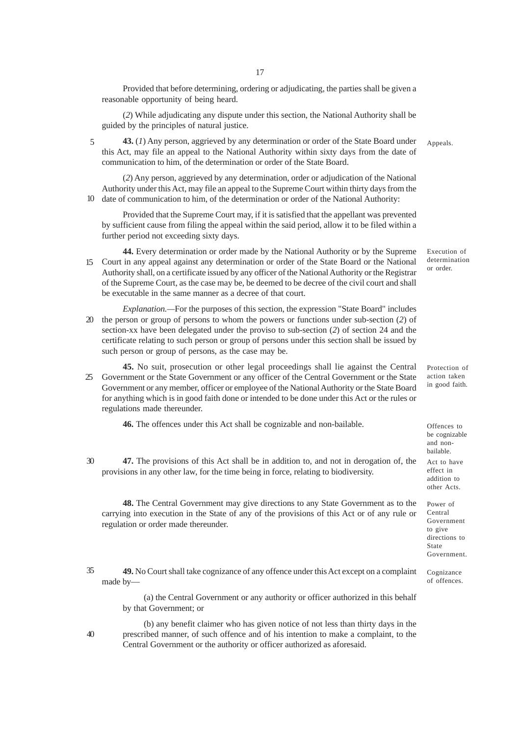Provided that before determining, ordering or adjudicating, the parties shall be given a reasonable opportunity of being heard.

(*2*) While adjudicating any dispute under this section, the National Authority shall be guided by the principles of natural justice.

Appeals.

**43.** (*1*) Any person, aggrieved by any determination or order of the State Board under this Act, may file an appeal to the National Authority within sixty days from the date of communication to him, of the determination or order of the State Board.

(*2*) Any person, aggrieved by any determination, order or adjudication of the National Authority under this Act, may file an appeal to the Supreme Court within thirty days from the date of communication to him, of the determination or order of the National Authority:

Provided that the Supreme Court may, if it is satisfied that the appellant was prevented by sufficient cause from filing the appeal within the said period, allow it to be filed within a further period not exceeding sixty days.

Execution of determination or order.

**44.** Every determination or order made by the National Authority or by the Supreme Court in any appeal against any determination or order of the State Board or the National Authority shall, on a certificate issued by any officer of the National Authority or the Registrar of the Supreme Court, as the case may be, be deemed to be decree of the civil court and shall be executable in the same manner as a decree of that court.

*Explanation.*—For the purposes of this section, the expression "State Board" includes the person or group of persons to whom the powers or functions under sub-section (*2*) of section-xx have been delegated under the proviso to sub-section (*2*) of section 24 and the certificate relating to such person or group of persons under this section shall be issued by such person or group of persons, as the case may be.

Protection of action taken in good faith.

**45.** No suit, prosecution or other legal proceedings shall lie against the Central Government or the State Government or any officer of the Central Government or the State Government or any member, officer or employee of the National Authority or the State Board for anything which is in good faith done or intended to be done under this Act or the rules or regulations made thereunder.

Offences to be cognizable and non-bailable.

**46.** The offences under this Act shall be cognizable and non-bailable.

Act to have effect in addition to other Acts.

**47.** The provisions of this Act shall be in addition to, and not in derogation of, the provisions in any other law, for the time being in force, relating to biodiversity.

Power of Central Government to give directions to State Government.

**48.** The Central Government may give directions to any State Government as to the carrying into execution in the State of any of the provisions of this Act or of any rule or regulation or order made thereunder.

Cognizance of offences.

**49.** No Court shall take cognizance of any offence under this Act except on a complaint made by—

(a) the Central Government or any authority or officer authorized in this behalf by that Government; or

(b) any benefit claimer who has given notice of not less than thirty days in the prescribed manner, of such offence and of his intention to make a complaint, to the Central Government or the authority or officer authorized as aforesaid.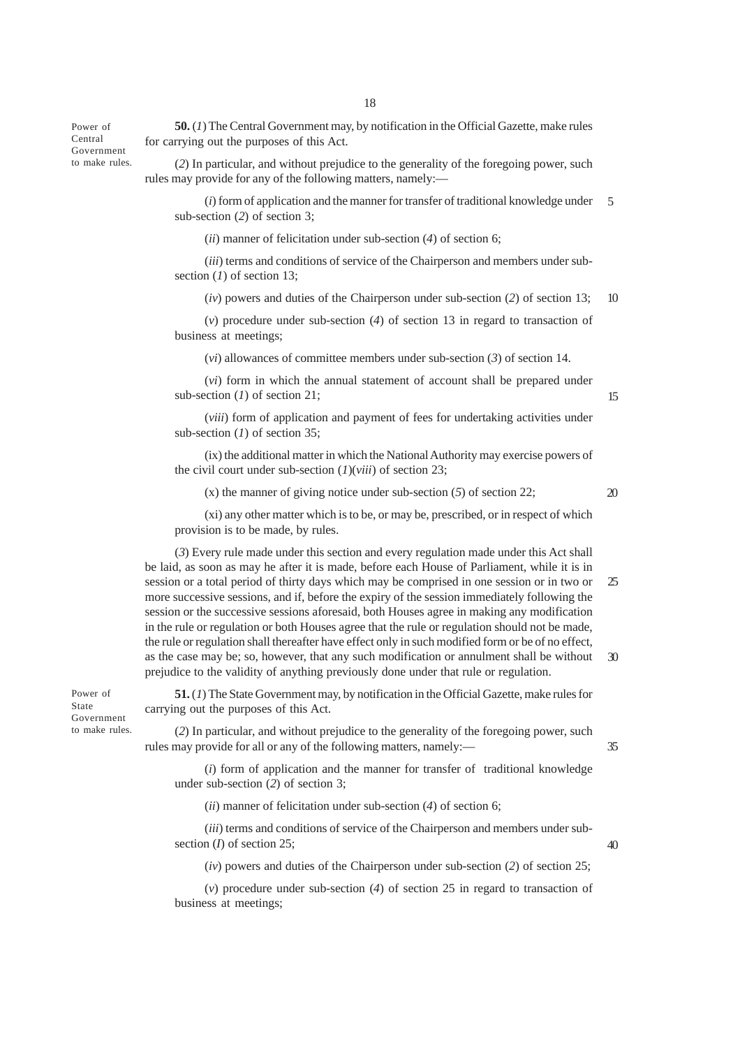Power of Central Government to make rules.

**50.** (*1*) The Central Government may, by notification in the Official Gazette, make rules for carrying out the purposes of this Act.

(*2*) In particular, and without prejudice to the generality of the foregoing power, such rules may provide for any of the following matters, namely:—

(*i*) form of application and the manner for transfer of traditional knowledge under sub-section (*2*) of section 3;

(*ii*) manner of felicitation under sub-section (*4*) of section 6;

(*iii*) terms and conditions of service of the Chairperson and members under sub-section (*1*) of section 13;

(*iv*) powers and duties of the Chairperson under sub-section (*2*) of section 13;

(*v*) procedure under sub-section (*4*) of section 13 in regard to transaction of business at meetings;

(*vi*) allowances of committee members under sub-section (*3*) of section 14.

(*vi*) form in which the annual statement of account shall be prepared under sub-section (*1*) of section 21;

(*viii*) form of application and payment of fees for undertaking activities under sub-section (*1*) of section 35;

(ix) the additional matter in which the National Authority may exercise powers of the civil court under sub-section (*1*)(*viii*) of section 23;

(x) the manner of giving notice under sub-section (*5*) of section 22;

(xi) any other matter which is to be, or may be, prescribed, or in respect of which provision is to be made, by rules.

(*3*) Every rule made under this section and every regulation made under this Act shall be laid, as soon as may he after it is made, before each House of Parliament, while it is in session or a total period of thirty days which may be comprised in one session or in two or more successive sessions, and if, before the expiry of the session immediately following the session or the successive sessions aforesaid, both Houses agree in making any modification in the rule or regulation or both Houses agree that the rule or regulation should not be made, the rule or regulation shall thereafter have effect only in such modified form or be of no effect, as the case may be; so, however, that any such modification or annulment shall be without prejudice to the validity of anything previously done under that rule or regulation.

Power of State Government to make rules.

**51.** (*1*) The State Government may, by notification in the Official Gazette, make rules for carrying out the purposes of this Act.

(*2*) In particular, and without prejudice to the generality of the foregoing power, such rules may provide for all or any of the following matters, namely:—

(*i*) form of application and the manner for transfer of traditional knowledge under sub-section (*2*) of section 3;

(*ii*) manner of felicitation under sub-section (*4*) of section 6;

(*iii*) terms and conditions of service of the Chairperson and members under sub-section (*I*) of section 25;

(*iv*) powers and duties of the Chairperson under sub-section (*2*) of section 25;

(*v*) procedure under sub-section (*4*) of section 25 in regard to transaction of business at meetings;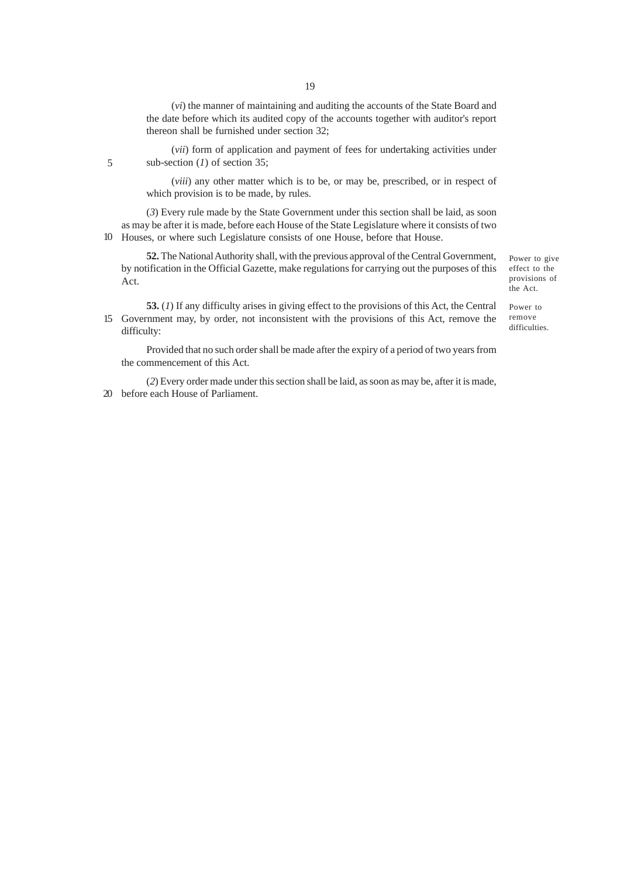(*vi*) the manner of maintaining and auditing the accounts of the State Board and the date before which its audited copy of the accounts together with auditor's report thereon shall be furnished under section 32;

(*vii*) form of application and payment of fees for undertaking activities under sub-section (*1*) of section 35;

(*viii*) any other matter which is to be, or may be, prescribed, or in respect of which provision is to be made, by rules.

(*3*) Every rule made by the State Government under this section shall be laid, as soon as may be after it is made, before each House of the State Legislature where it consists of two Houses, or where such Legislature consists of one House, before that House.

Power to give effect to the provisions of the Act.

**52.** The National Authority shall, with the previous approval of the Central Government, by notification in the Official Gazette, make regulations for carrying out the purposes of this Act.

Power to remove difficulties.

**53.** (*1*) If any difficulty arises in giving effect to the provisions of this Act, the Central Government may, by order, not inconsistent with the provisions of this Act, remove the difficulty:

Provided that no such order shall be made after the expiry of a period of two years from the commencement of this Act.

(*2*) Every order made under this section shall be laid, as soon as may be, after it is made, before each House of Parliament.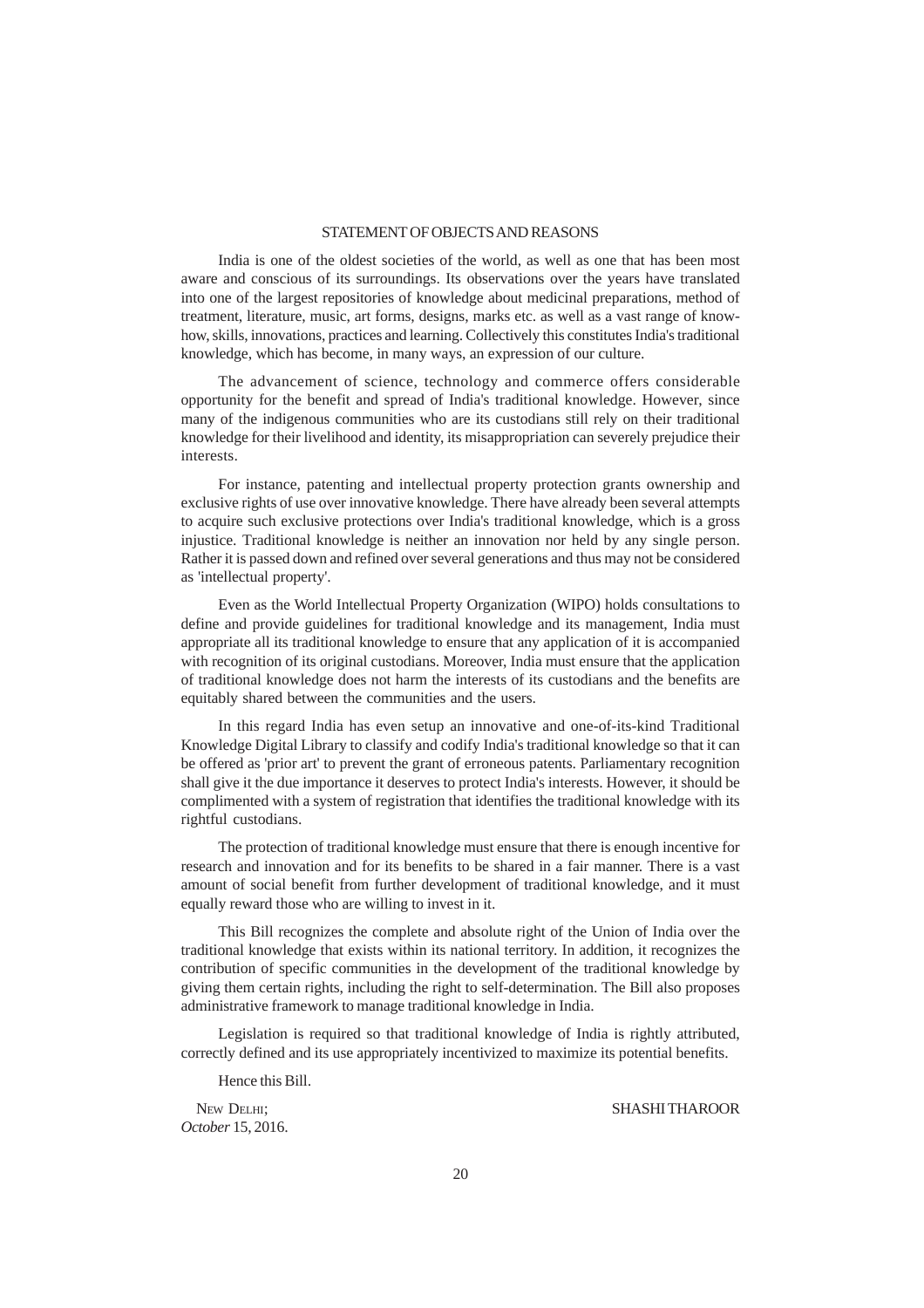## STATEMENT OF OBJECTS AND REASONS

India is one of the oldest societies of the world, as well as one that has been most aware and conscious of its surroundings. Its observations over the years have translated into one of the largest repositories of knowledge about medicinal preparations, method of treatment, literature, music, art forms, designs, marks etc. as well as a vast range of know-how, skills, innovations, practices and learning. Collectively this constitutes India's traditional knowledge, which has become, in many ways, an expression of our culture.

The advancement of science, technology and commerce offers considerable opportunity for the benefit and spread of India's traditional knowledge. However, since many of the indigenous communities who are its custodians still rely on their traditional knowledge for their livelihood and identity, its misappropriation can severely prejudice their interests.

For instance, patenting and intellectual property protection grants ownership and exclusive rights of use over innovative knowledge. There have already been several attempts to acquire such exclusive protections over India's traditional knowledge, which is a gross injustice. Traditional knowledge is neither an innovation nor held by any single person. Rather it is passed down and refined over several generations and thus may not be considered as 'intellectual property'.

Even as the World Intellectual Property Organization (WIPO) holds consultations to define and provide guidelines for traditional knowledge and its management, India must appropriate all its traditional knowledge to ensure that any application of it is accompanied with recognition of its original custodians. Moreover, India must ensure that the application of traditional knowledge does not harm the interests of its custodians and the benefits are equitably shared between the communities and the users.

In this regard India has even setup an innovative and one-of-its-kind Traditional Knowledge Digital Library to classify and codify India's traditional knowledge so that it can be offered as 'prior art' to prevent the grant of erroneous patents. Parliamentary recognition shall give it the due importance it deserves to protect India's interests. However, it should be complimented with a system of registration that identifies the traditional knowledge with its rightful custodians.

The protection of traditional knowledge must ensure that there is enough incentive for research and innovation and for its benefits to be shared in a fair manner. There is a vast amount of social benefit from further development of traditional knowledge, and it must equally reward those who are willing to invest in it.

This Bill recognizes the complete and absolute right of the Union of India over the traditional knowledge that exists within its national territory. In addition, it recognizes the contribution of specific communities in the development of the traditional knowledge by giving them certain rights, including the right to self-determination. The Bill also proposes administrative framework to manage traditional knowledge in India.

Legislation is required so that traditional knowledge of India is rightly attributed, correctly defined and its use appropriately incentivized to maximize its potential benefits.

Hence this Bill.

NEW DELHI;
*October* 15, 2016.

SHASHI THAROOR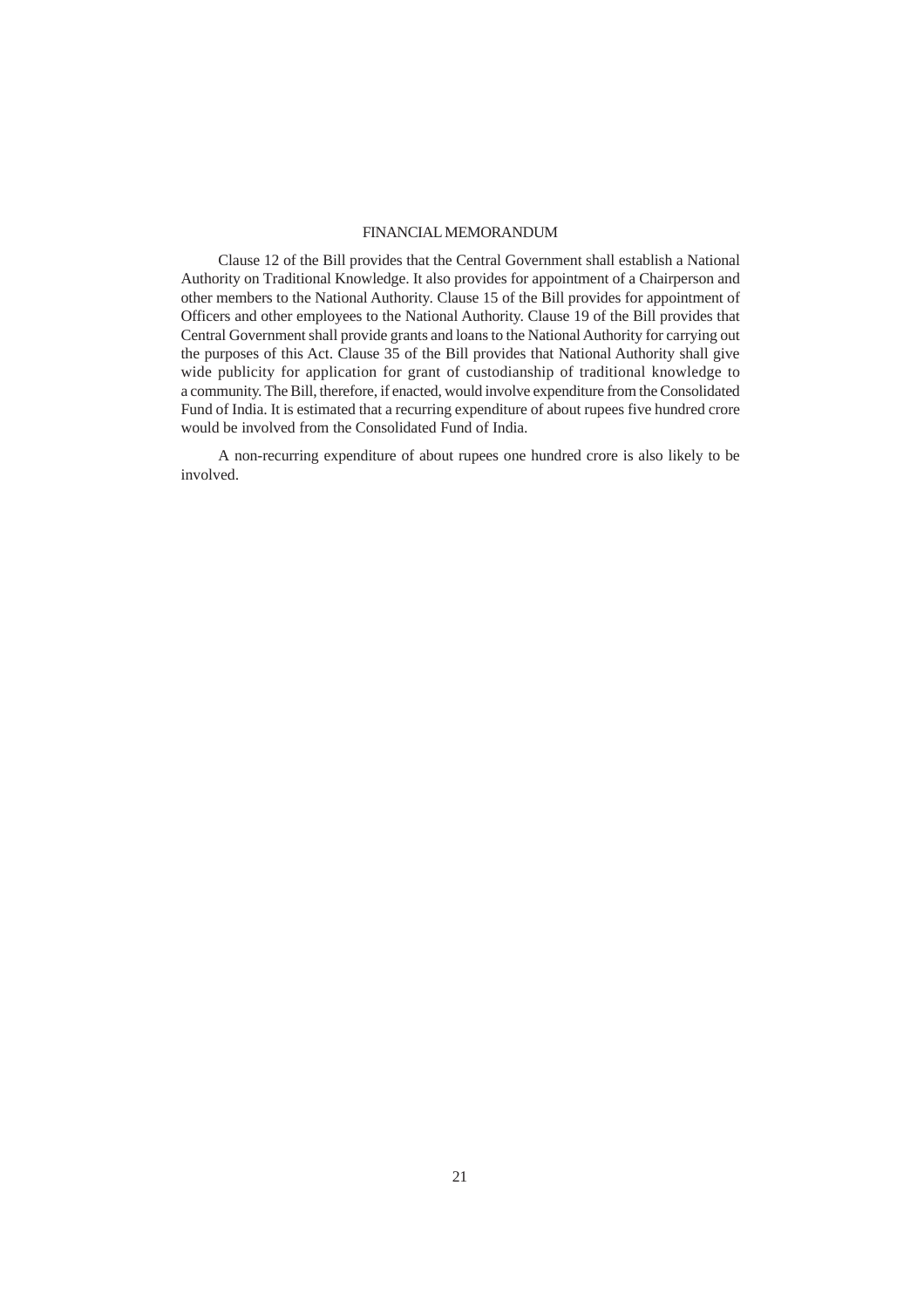## FINANCIAL MEMORANDUM

Clause 12 of the Bill provides that the Central Government shall establish a National Authority on Traditional Knowledge. It also provides for appointment of a Chairperson and other members to the National Authority. Clause 15 of the Bill provides for appointment of Officers and other employees to the National Authority. Clause 19 of the Bill provides that Central Government shall provide grants and loans to the National Authority for carrying out the purposes of this Act. Clause 35 of the Bill provides that National Authority shall give wide publicity for application for grant of custodianship of traditional knowledge to a community. The Bill, therefore, if enacted, would involve expenditure from the Consolidated Fund of India. It is estimated that a recurring expenditure of about rupees five hundred crore would be involved from the Consolidated Fund of India.

A non-recurring expenditure of about rupees one hundred crore is also likely to be involved.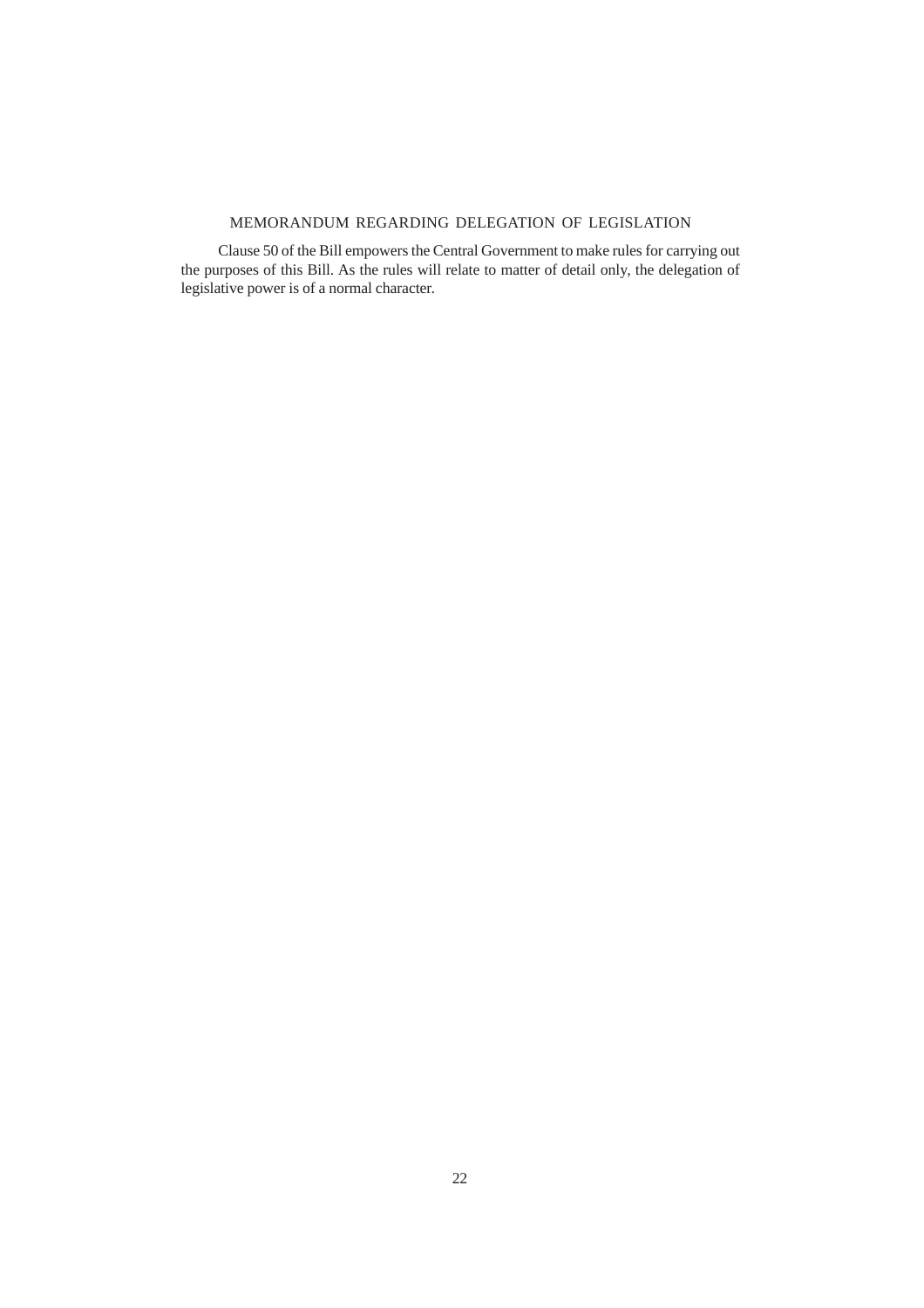## MEMORANDUM REGARDING DELEGATION OF LEGISLATION

Clause 50 of the Bill empowers the Central Government to make rules for carrying out the purposes of this Bill. As the rules will relate to matter of detail only, the delegation of legislative power is of a normal character.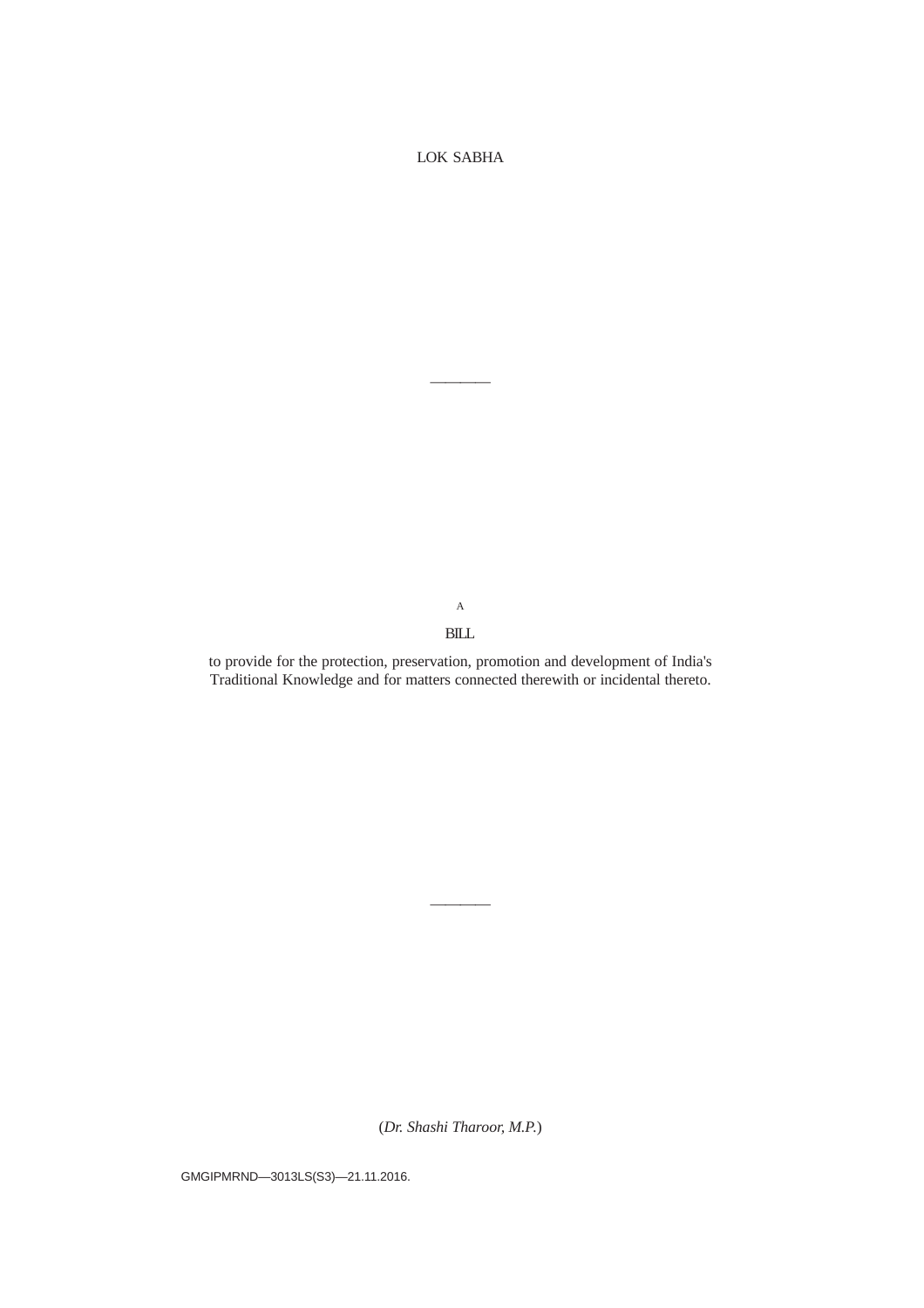LOK SABHA

————

A

BILL

to provide for the protection, preservation, promotion and development of India's Traditional Knowledge and for matters connected therewith or incidental thereto.

————

(*Dr. Shashi Tharoor, M.P.*)

GMGIPMRND—3013LS(S3)—21.11.2016.